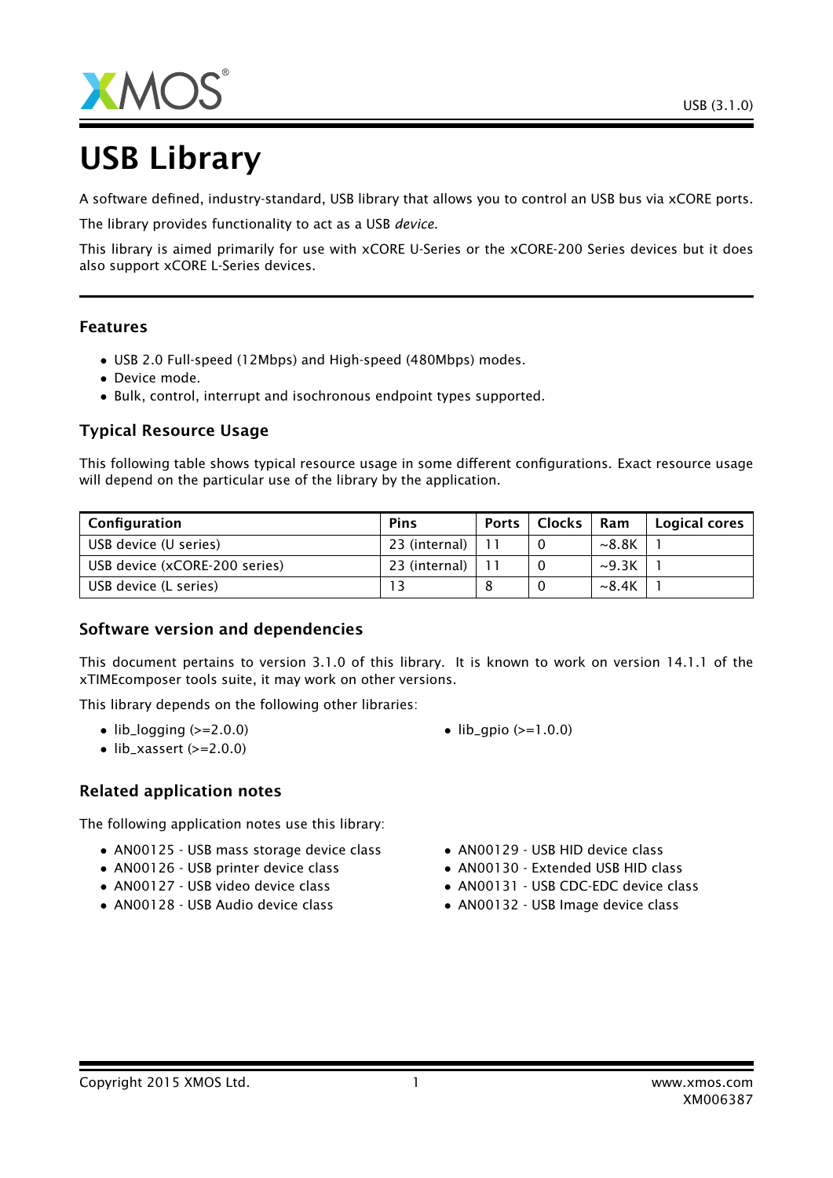# USB Library

A software defined, industry-standard, USB library that allows you to control an USB bus via xCORE ports.

The library provides functionality to act as a USB *device*.

This library is aimed primarily for use with xCORE U-Series or the xCORE-200 Series devices but it does also support xCORE L-Series devices.

### Features

- USB 2.0 Full-speed (12Mbps) and High-speed (480Mbps) modes.
- Device mode.
- Bulk, control, interrupt and isochronous endpoint types supported.

### Typical Resource Usage

This following table shows typical resource usage in some different configurations. Exact resource usage will depend on the particular use of the library by the application.

| Configuration | Pins | Ports | Clocks | Ram | Logical cores |
|---|---|---|---|---|---|
| USB device (U series) | 23 (internal) | 11 | 0 | ~8.8K | 1 |
| USB device (xCORE-200 series) | 23 (internal) | 11 | 0 | ~9.3K | 1 |
| USB device (L series) | 13 | 8 | 0 | ~8.4K | 1 |

### Software version and dependencies

This document pertains to version 3.1.0 of this library. It is known to work on version 14.1.1 of the xTIMEcomposer tools suite, it may work on other versions.

This library depends on the following other libraries:

- lib_logging (>=2.0.0)
- lib_xassert (>=2.0.0)
- lib_gpio (>=1.0.0)

### Related application notes

The following application notes use this library:

- AN00125 - USB mass storage device class
- AN00126 - USB printer device class
- AN00127 - USB video device class
- AN00128 - USB Audio device class
- AN00129 - USB HID device class
- AN00130 - Extended USB HID class
- AN00131 - USB CDC-EDC device class
- AN00132 - USB Image device class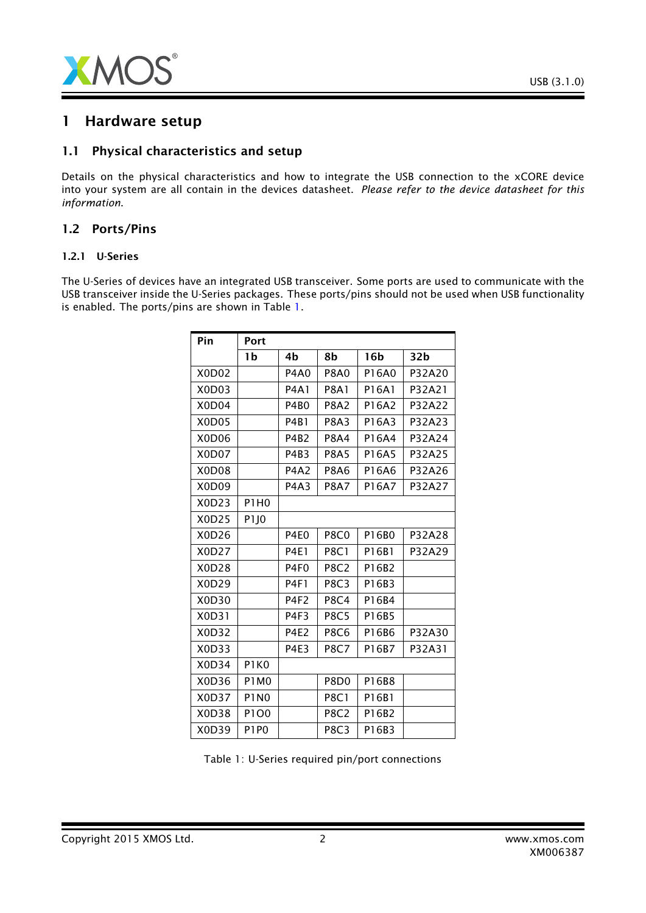# 1 Hardware setup

## 1.1 Physical characteristics and setup

Details on the physical characteristics and how to integrate the USB connection to the xCORE device into your system are all contain in the devices datasheet. *Please refer to the device datasheet for this information.*

## 1.2 Ports/Pins

### 1.2.1 U-Series

The U-Series of devices have an integrated USB transceiver. Some ports are used to communicate with the USB transceiver inside the U-Series packages. These ports/pins should not be used when USB functionality is enabled. The ports/pins are shown in Table 1.

| Pin | Port | | | | |
|---|---|---|---|---|---|
| | 1b | 4b | 8b | 16b | 32b |
| X0D02 | | P4A0 | P8A0 | P16A0 | P32A20 |
| X0D03 | | P4A1 | P8A1 | P16A1 | P32A21 |
| X0D04 | | P4B0 | P8A2 | P16A2 | P32A22 |
| X0D05 | | P4B1 | P8A3 | P16A3 | P32A23 |
| X0D06 | | P4B2 | P8A4 | P16A4 | P32A24 |
| X0D07 | | P4B3 | P8A5 | P16A5 | P32A25 |
| X0D08 | | P4A2 | P8A6 | P16A6 | P32A26 |
| X0D09 | | P4A3 | P8A7 | P16A7 | P32A27 |
| X0D23 | P1H0 | | | | |
| X0D25 | P1J0 | | | | |
| X0D26 | | P4E0 | P8C0 | P16B0 | P32A28 |
| X0D27 | | P4E1 | P8C1 | P16B1 | P32A29 |
| X0D28 | | P4F0 | P8C2 | P16B2 | |
| X0D29 | | P4F1 | P8C3 | P16B3 | |
| X0D30 | | P4F2 | P8C4 | P16B4 | |
| X0D31 | | P4F3 | P8C5 | P16B5 | |
| X0D32 | | P4E2 | P8C6 | P16B6 | P32A30 |
| X0D33 | | P4E3 | P8C7 | P16B7 | P32A31 |
| X0D34 | P1K0 | | | | |
| X0D36 | P1M0 | | P8D0 | P16B8 | |
| X0D37 | P1N0 | | P8C1 | P16B1 | |
| X0D38 | P1O0 | | P8C2 | P16B2 | |
| X0D39 | P1P0 | | P8C3 | P16B3 | |

Table 1: U-Series required pin/port connections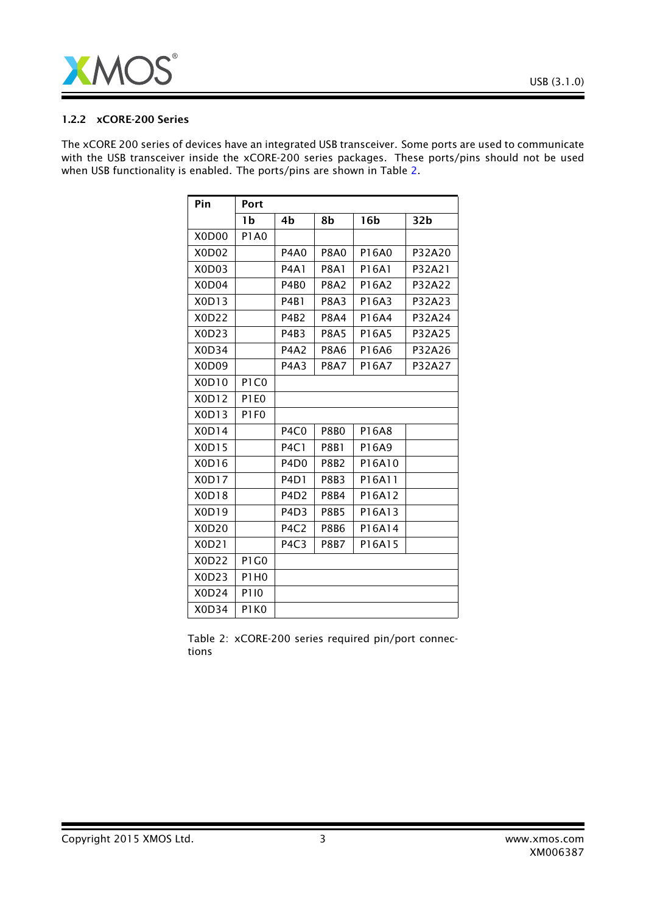### 1.2.2 xCORE-200 Series

The xCORE 200 series of devices have an integrated USB transceiver. Some ports are used to communicate with the USB transceiver inside the xCORE-200 series packages. These ports/pins should not be used when USB functionality is enabled. The ports/pins are shown in Table 2.

| Pin | Port | | | | |
|---|---|---|---|---|---|
| | 1b | 4b | 8b | 16b | 32b |
| X0D00 | P1A0 | | | | |
| X0D02 | | P4A0 | P8A0 | P16A0 | P32A20 |
| X0D03 | | P4A1 | P8A1 | P16A1 | P32A21 |
| X0D04 | | P4B0 | P8A2 | P16A2 | P32A22 |
| X0D13 | | P4B1 | P8A3 | P16A3 | P32A23 |
| X0D22 | | P4B2 | P8A4 | P16A4 | P32A24 |
| X0D23 | | P4B3 | P8A5 | P16A5 | P32A25 |
| X0D34 | | P4A2 | P8A6 | P16A6 | P32A26 |
| X0D09 | | P4A3 | P8A7 | P16A7 | P32A27 |
| X0D10 | P1C0 | | | | |
| X0D12 | P1E0 | | | | |
| X0D13 | P1F0 | | | | |
| X0D14 | | P4C0 | P8B0 | P16A8 | |
| X0D15 | | P4C1 | P8B1 | P16A9 | |
| X0D16 | | P4D0 | P8B2 | P16A10 | |
| X0D17 | | P4D1 | P8B3 | P16A11 | |
| X0D18 | | P4D2 | P8B4 | P16A12 | |
| X0D19 | | P4D3 | P8B5 | P16A13 | |
| X0D20 | | P4C2 | P8B6 | P16A14 | |
| X0D21 | | P4C3 | P8B7 | P16A15 | |
| X0D22 | P1G0 | | | | |
| X0D23 | P1H0 | | | | |
| X0D24 | P1I0 | | | | |
| X0D34 | P1K0 | | | | |

Table 2: xCORE-200 series required pin/port connections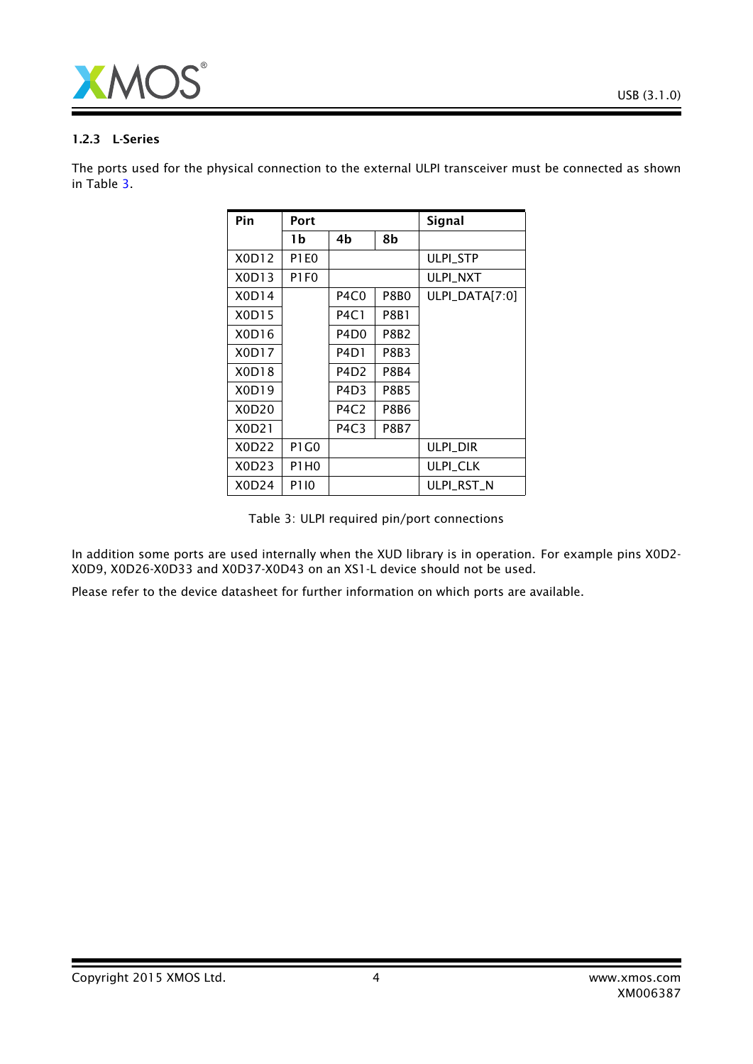### 1.2.3 L-Series

The ports used for the physical connection to the external ULPI transceiver must be connected as shown in Table 3.

| Pin | Port | | | Signal |
|---|---|---|---|---|
| | 1b | 4b | 8b | |
| X0D12 | P1E0 | | | ULPI_STP |
| X0D13 | P1F0 | | | ULPI_NXT |
| X0D14 | | P4C0 | P8B0 | ULPI_DATA[7:0] |
| X0D15 | | P4C1 | P8B1 | |
| X0D16 | | P4D0 | P8B2 | |
| X0D17 | | P4D1 | P8B3 | |
| X0D18 | | P4D2 | P8B4 | |
| X0D19 | | P4D3 | P8B5 | |
| X0D20 | | P4C2 | P8B6 | |
| X0D21 | | P4C3 | P8B7 | |
| X0D22 | P1G0 | | | ULPI_DIR |
| X0D23 | P1H0 | | | ULPI_CLK |
| X0D24 | P1I0 | | | ULPI_RST_N |

Table 3: ULPI required pin/port connections

In addition some ports are used internally when the XUD library is in operation. For example pins X0D2-X0D9, X0D26-X0D33 and X0D37-X0D43 on an XS1-L device should not be used.

Please refer to the device datasheet for further information on which ports are available.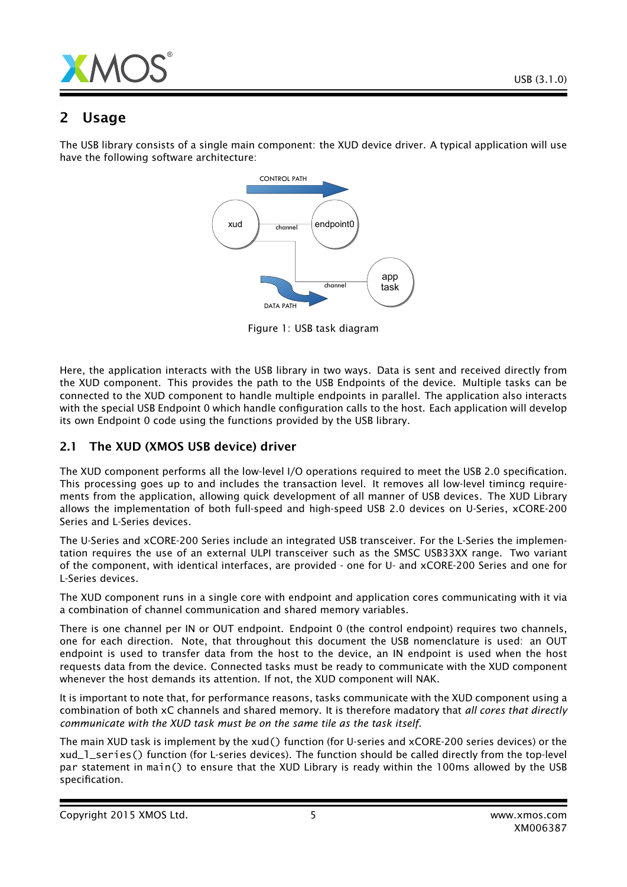## 2 Usage

The USB library consists of a single main component: the XUD device driver. A typical application will use have the following software architecture:

Figure 1: USB task diagram

Here, the application interacts with the USB library in two ways. Data is sent and received directly from the XUD component. This provides the path to the USB Endpoints of the device. Multiple tasks can be connected to the XUD component to handle multiple endpoints in parallel. The application also interacts with the special USB Endpoint 0 which handle configuration calls to the host. Each application will develop its own Endpoint 0 code using the functions provided by the USB library.

### 2.1 The XUD (XMOS USB device) driver

The XUD component performs all the low-level I/O operations required to meet the USB 2.0 specification. This processing goes up to and includes the transaction level. It removes all low-level timincg requirements from the application, allowing quick development of all manner of USB devices. The XUD Library allows the implementation of both full-speed and high-speed USB 2.0 devices on U-Series, xCORE-200 Series and L-Series devices.

The U-Series and xCORE-200 Series include an integrated USB transceiver. For the L-Series the implementation requires the use of an external ULPI transceiver such as the SMSC USB33XX range. Two variant of the component, with identical interfaces, are provided - one for U- and xCORE-200 Series and one for L-Series devices.

The XUD component runs in a single core with endpoint and application cores communicating with it via a combination of channel communication and shared memory variables.

There is one channel per IN or OUT endpoint. Endpoint 0 (the control endpoint) requires two channels, one for each direction. Note, that throughout this document the USB nomenclature is used: an OUT endpoint is used to transfer data from the host to the device, an IN endpoint is used when the host requests data from the device. Connected tasks must be ready to communicate with the XUD component whenever the host demands its attention. If not, the XUD component will NAK.

It is important to note that, for performance reasons, tasks communicate with the XUD component using a combination of both xC channels and shared memory. It is therefore madatory that *all cores that directly communicate with the XUD task must be on the same tile as the task itself*.

The main XUD task is implement by the `xud()` function (for U-series and xCORE-200 series devices) or the `xud_l_series()` function (for L-series devices). The function should be called directly from the top-level `par` statement in `main()` to ensure that the XUD Library is ready within the 100ms allowed by the USB specification.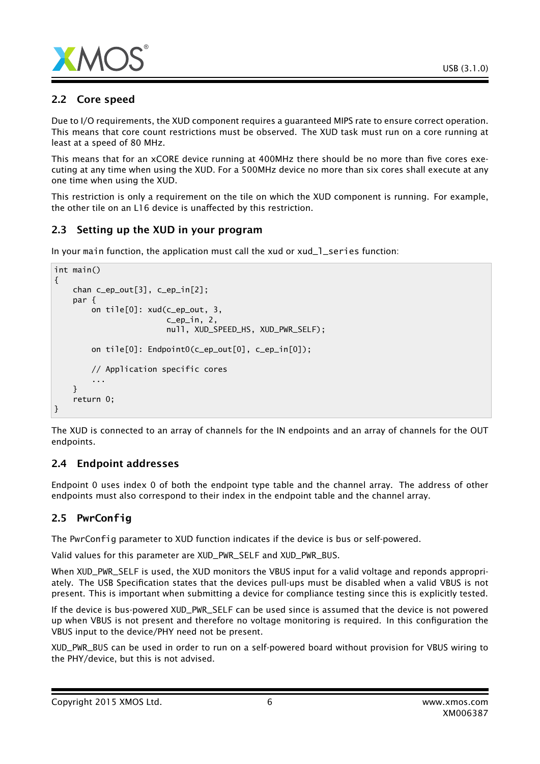## 2.2 Core speed

Due to I/O requirements, the XUD component requires a guaranteed MIPS rate to ensure correct operation. This means that core count restrictions must be observed. The XUD task must run on a core running at least at a speed of 80 MHz.

This means that for an xCORE device running at 400MHz there should be no more than five cores executing at any time when using the XUD. For a 500MHz device no more than six cores shall execute at any one time when using the XUD.

This restriction is only a requirement on the tile on which the XUD component is running. For example, the other tile on an L16 device is unaffected by this restriction.

## 2.3 Setting up the XUD in your program

In your main function, the application must call the xud or xud_l_series function:

```
int main()
{
    chan c_ep_out[3], c_ep_in[2];
    par {
        on tile[0]: xud(c_ep_out, 3,
                        c_ep_in, 2,
                        null, XUD_SPEED_HS, XUD_PWR_SELF);

        on tile[0]: Endpoint0(c_ep_out[0], c_ep_in[0]);

        // Application specific cores
        ...
    }
    return 0;
}
```

The XUD is connected to an array of channels for the IN endpoints and an array of channels for the OUT endpoints.

## 2.4 Endpoint addresses

Endpoint 0 uses index 0 of both the endpoint type table and the channel array. The address of other endpoints must also correspond to their index in the endpoint table and the channel array.

## 2.5 PwrConfig

The PwrConfig parameter to XUD function indicates if the device is bus or self-powered.

Valid values for this parameter are XUD_PWR_SELF and XUD_PWR_BUS.

When XUD_PWR_SELF is used, the XUD monitors the VBUS input for a valid voltage and reponds appropriately. The USB Specification states that the devices pull-ups must be disabled when a valid VBUS is not present. This is important when submitting a device for compliance testing since this is explicitly tested.

If the device is bus-powered XUD_PWR_SELF can be used since is assumed that the device is not powered up when VBUS is not present and therefore no voltage monitoring is required. In this configuration the VBUS input to the device/PHY need not be present.

XUD_PWR_BUS can be used in order to run on a self-powered board without provision for VBUS wiring to the PHY/device, but this is not advised.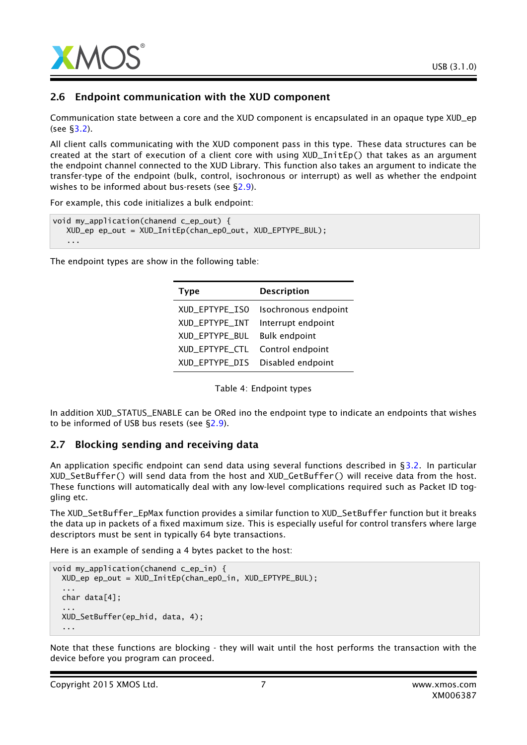## 2.6 Endpoint communication with the XUD component

Communication state between a core and the XUD component is encapsulated in an opaque type XUD_ep (see §3.2).

All client calls communicating with the XUD component pass in this type. These data structures can be created at the start of execution of a client core with using XUD_InitEp() that takes as an argument the endpoint channel connected to the XUD Library. This function also takes an argument to indicate the transfer-type of the endpoint (bulk, control, isochronous or interrupt) as well as whether the endpoint wishes to be informed about bus-resets (see §2.9).

For example, this code initializes a bulk endpoint:

```
void my_application(chanend c_ep_out) {
   XUD_ep ep_out = XUD_InitEp(chan_ep0_out, XUD_EPTYPE_BUL);
   ...
```

The endpoint types are show in the following table:

| Type | Description |
|---|---|
| XUD_EPTYPE_ISO | Isochronous endpoint |
| XUD_EPTYPE_INT | Interrupt endpoint |
| XUD_EPTYPE_BUL | Bulk endpoint |
| XUD_EPTYPE_CTL | Control endpoint |
| XUD_EPTYPE_DIS | Disabled endpoint |

Table 4: Endpoint types

In addition XUD_STATUS_ENABLE can be ORed ino the endpoint type to indicate an endpoints that wishes to be informed of USB bus resets (see §2.9).

## 2.7 Blocking sending and receiving data

An application specific endpoint can send data using several functions described in §3.2. In particular XUD_SetBuffer() will send data from the host and XUD_GetBuffer() will receive data from the host. These functions will automatically deal with any low-level complications required such as Packet ID toggling etc.

The XUD_SetBuffer_EpMax function provides a similar function to XUD_SetBuffer function but it breaks the data up in packets of a fixed maximum size. This is especially useful for control transfers where large descriptors must be sent in typically 64 byte transactions.

Here is an example of sending a 4 bytes packet to the host:

```
void my_application(chanend c_ep_in) {
  XUD_ep ep_out = XUD_InitEp(chan_ep0_in, XUD_EPTYPE_BUL);
  ...
  char data[4];
  ...
  XUD_SetBuffer(ep_hid, data, 4);
  ...
```

Note that these functions are blocking - they will wait until the host performs the transaction with the device before you program can proceed.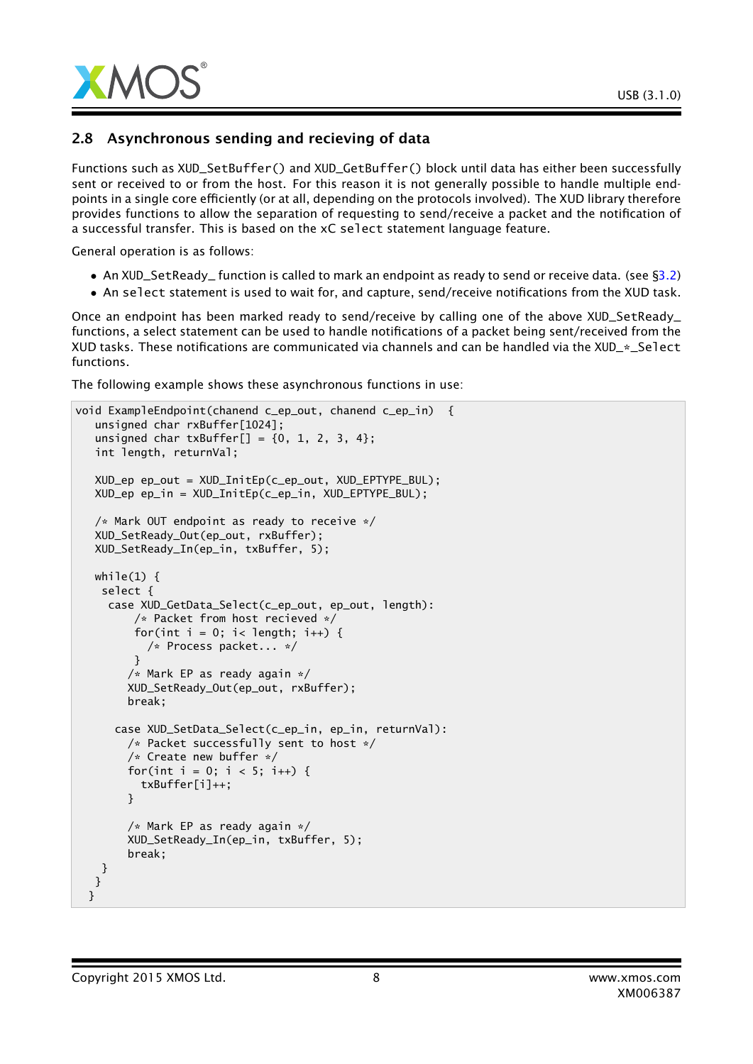## 2.8 Asynchronous sending and recieving of data

Functions such as XUD_SetBuffer() and XUD_GetBuffer() block until data has either been successfully sent or received to or from the host. For this reason it is not generally possible to handle multiple end-points in a single core efficiently (or at all, depending on the protocols involved). The XUD library therefore provides functions to allow the separation of requesting to send/receive a packet and the notification of a successful transfer. This is based on the xC select statement language feature.

General operation is as follows:

- An XUD_SetReady_ function is called to mark an endpoint as ready to send or receive data. (see §3.2)
- An select statement is used to wait for, and capture, send/receive notifications from the XUD task.

Once an endpoint has been marked ready to send/receive by calling one of the above XUD_SetReady_ functions, a select statement can be used to handle notifications of a packet being sent/received from the XUD tasks. These notifications are communicated via channels and can be handled via the XUD_*_Select functions.

The following example shows these asynchronous functions in use:

```
void ExampleEndpoint(chanend c_ep_out, chanend c_ep_in)  {
   unsigned char rxBuffer[1024];
   unsigned char txBuffer[] = {0, 1, 2, 3, 4};
   int length, returnVal;

   XUD_ep ep_out = XUD_InitEp(c_ep_out, XUD_EPTYPE_BUL);
   XUD_ep ep_in = XUD_InitEp(c_ep_in, XUD_EPTYPE_BUL);

   /* Mark OUT endpoint as ready to receive */
   XUD_SetReady_Out(ep_out, rxBuffer);
   XUD_SetReady_In(ep_in, txBuffer, 5);

   while(1) {
    select {
     case XUD_GetData_Select(c_ep_out, ep_out, length):
         /* Packet from host recieved */
         for(int i = 0; i< length; i++) {
           /* Process packet... */
         }
        /* Mark EP as ready again */
        XUD_SetReady_Out(ep_out, rxBuffer);
        break;

      case XUD_SetData_Select(c_ep_in, ep_in, returnVal):
        /* Packet successfully sent to host */
        /* Create new buffer */
        for(int i = 0; i < 5; i++) {
          txBuffer[i]++;
        }

        /* Mark EP as ready again */
        XUD_SetReady_In(ep_in, txBuffer, 5);
        break;
    }
   }
  }
```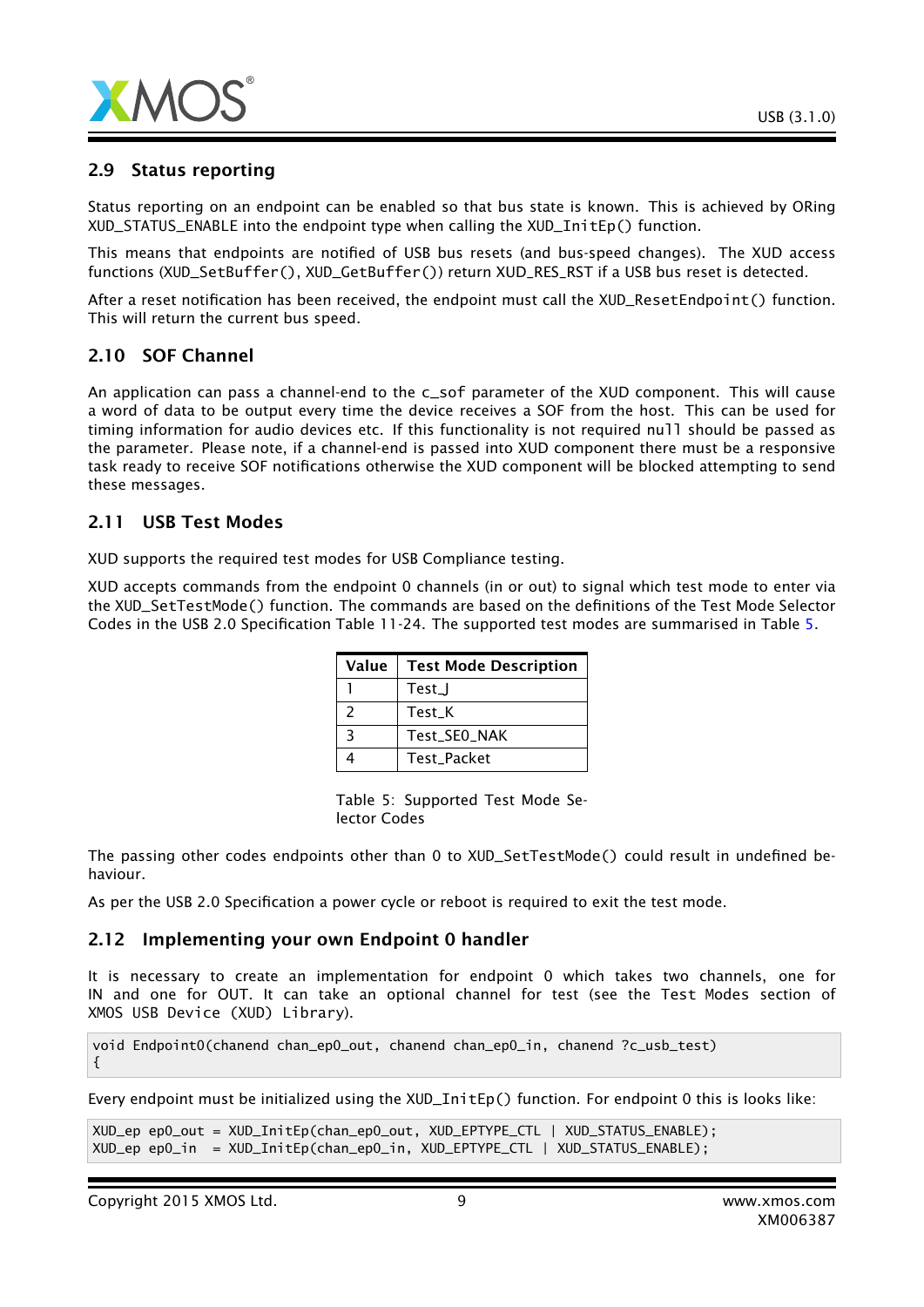## 2.9 Status reporting

Status reporting on an endpoint can be enabled so that bus state is known. This is achieved by ORing XUD_STATUS_ENABLE into the endpoint type when calling the XUD_InitEp() function.

This means that endpoints are notified of USB bus resets (and bus-speed changes). The XUD access functions (XUD_SetBuffer(), XUD_GetBuffer()) return XUD_RES_RST if a USB bus reset is detected.

After a reset notification has been received, the endpoint must call the XUD_ResetEndpoint() function. This will return the current bus speed.

## 2.10 SOF Channel

An application can pass a channel-end to the c_sof parameter of the XUD component. This will cause a word of data to be output every time the device receives a SOF from the host. This can be used for timing information for audio devices etc. If this functionality is not required null should be passed as the parameter. Please note, if a channel-end is passed into XUD component there must be a responsive task ready to receive SOF notifications otherwise the XUD component will be blocked attempting to send these messages.

## 2.11 USB Test Modes

XUD supports the required test modes for USB Compliance testing.

XUD accepts commands from the endpoint 0 channels (in or out) to signal which test mode to enter via the XUD_SetTestMode() function. The commands are based on the definitions of the Test Mode Selector Codes in the USB 2.0 Specification Table 11-24. The supported test modes are summarised in Table 5.

| Value | Test Mode Description |
|---|---|
| 1 | Test_J |
| 2 | Test_K |
| 3 | Test_SE0_NAK |
| 4 | Test_Packet |

Table 5: Supported Test Mode Selector Codes

The passing other codes endpoints other than 0 to XUD_SetTestMode() could result in undefined behaviour.

As per the USB 2.0 Specification a power cycle or reboot is required to exit the test mode.

## 2.12 Implementing your own Endpoint 0 handler

It is necessary to create an implementation for endpoint 0 which takes two channels, one for IN and one for OUT. It can take an optional channel for test (see the Test Modes section of XMOS USB Device (XUD) Library).

```
void Endpoint0(chanend chan_ep0_out, chanend chan_ep0_in, chanend ?c_usb_test)
{
```

Every endpoint must be initialized using the XUD_InitEp() function. For endpoint 0 this is looks like:

```
XUD_ep ep0_out = XUD_InitEp(chan_ep0_out, XUD_EPTYPE_CTL | XUD_STATUS_ENABLE);
XUD_ep ep0_in  = XUD_InitEp(chan_ep0_in, XUD_EPTYPE_CTL | XUD_STATUS_ENABLE);
```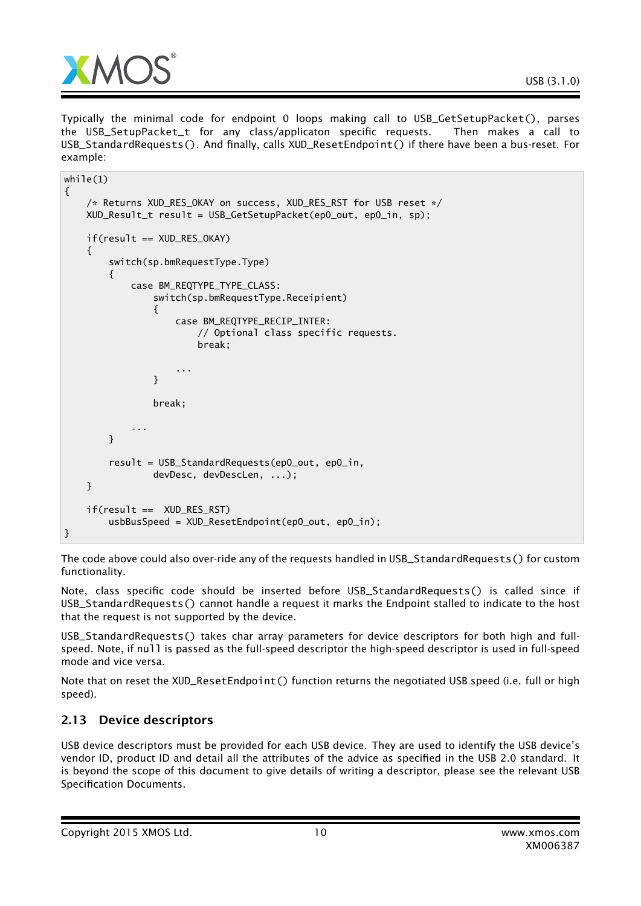Typically the minimal code for endpoint 0 loops making call to USB_GetSetupPacket(), parses the USB_SetupPacket_t for any class/applicaton specific requests. Then makes a call to USB_StandardRequests(). And finally, calls XUD_ResetEndpoint() if there have been a bus-reset. For example:

```
while(1)
{
    /* Returns XUD_RES_OKAY on success, XUD_RES_RST for USB reset */
    XUD_Result_t result = USB_GetSetupPacket(ep0_out, ep0_in, sp);

    if(result == XUD_RES_OKAY)
    {
        switch(sp.bmRequestType.Type)
        {
            case BM_REQTYPE_TYPE_CLASS:
                switch(sp.bmRequestType.Receipient)
                {
                    case BM_REQTYPE_RECIP_INTER:
                        // Optional class specific requests.
                        break;

                    ...
                }

                break;

            ...
        }

        result = USB_StandardRequests(ep0_out, ep0_in,
                devDesc, devDescLen, ...);
    }

    if(result ==  XUD_RES_RST)
        usbBusSpeed = XUD_ResetEndpoint(ep0_out, ep0_in);
}
```

The code above could also over-ride any of the requests handled in USB_StandardRequests() for custom functionality.

Note, class specific code should be inserted before USB_StandardRequests() is called since if USB_StandardRequests() cannot handle a request it marks the Endpoint stalled to indicate to the host that the request is not supported by the device.

USB_StandardRequests() takes char array parameters for device descriptors for both high and full-speed. Note, if null is passed as the full-speed descriptor the high-speed descriptor is used in full-speed mode and vice versa.

Note that on reset the XUD_ResetEndpoint() function returns the negotiated USB speed (i.e. full or high speed).

## 2.13 Device descriptors

USB device descriptors must be provided for each USB device. They are used to identify the USB device's vendor ID, product ID and detail all the attributes of the advice as specified in the USB 2.0 standard. It is beyond the scope of this document to give details of writing a descriptor, please see the relevant USB Specification Documents.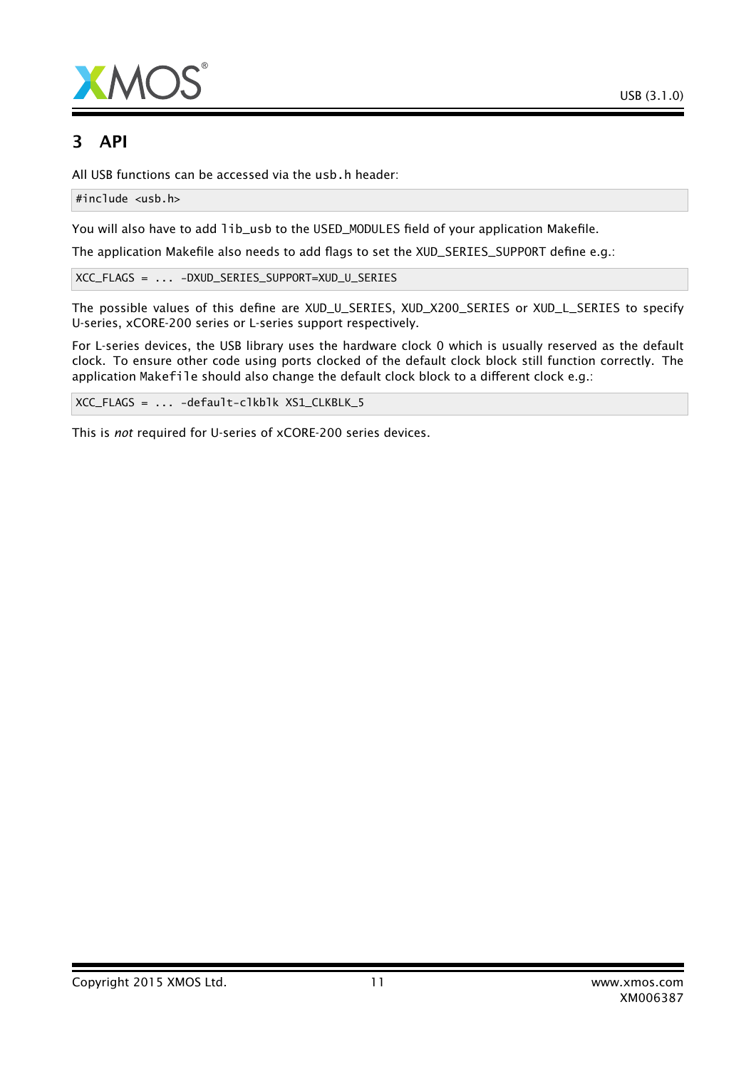# 3 API

All USB functions can be accessed via the `usb.h` header:

```
#include <usb.h>
```

You will also have to add `lib_usb` to the USED_MODULES field of your application Makefile.

The application Makefile also needs to add flags to set the XUD_SERIES_SUPPORT define e.g.:

```
XCC_FLAGS = ... -DXUD_SERIES_SUPPORT=XUD_U_SERIES
```

The possible values of this define are XUD_U_SERIES, XUD_X200_SERIES or XUD_L_SERIES to specify U-series, xCORE-200 series or L-series support respectively.

For L-series devices, the USB library uses the hardware clock 0 which is usually reserved as the default clock. To ensure other code using ports clocked of the default clock block still function correctly. The application `Makefile` should also change the default clock block to a different clock e.g.:

```
XCC_FLAGS = ... -default-clkblk XS1_CLKBLK_5
```

This is *not* required for U-series of xCORE-200 series devices.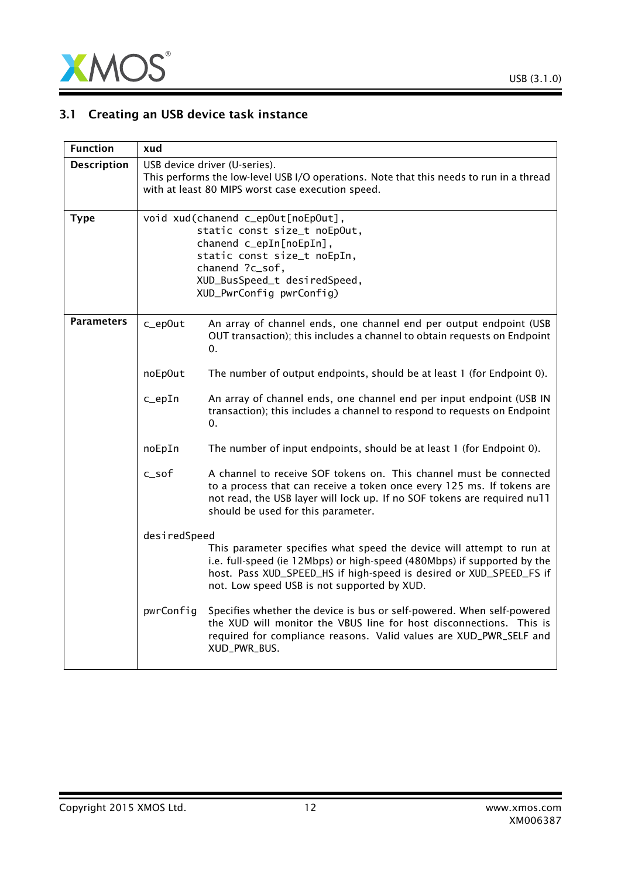### 3.1 Creating an USB device task instance

| | |
|---|---|
| **Function** | xud |
| **Description** | USB device driver (U-series).<br>This performs the low-level USB I/O operations. Note that this needs to run in a thread with at least 80 MIPS worst case execution speed. |
| **Type** | `void xud(chanend c_epOut[noEpOut],`<br>`static const size_t noEpOut,`<br>`chanend c_epIn[noEpIn],`<br>`static const size_t noEpIn,`<br>`chanend ?c_sof,`<br>`XUD_BusSpeed_t desiredSpeed,`<br>`XUD_PwrConfig pwrConfig)` |
| **Parameters** | `c_epOut` An array of channel ends, one channel end per output endpoint (USB OUT transaction); this includes a channel to obtain requests on Endpoint 0.<br><br>`noEpOut` The number of output endpoints, should be at least 1 (for Endpoint 0).<br><br>`c_epIn` An array of channel ends, one channel end per input endpoint (USB IN transaction); this includes a channel to respond to requests on Endpoint 0.<br><br>`noEpIn` The number of input endpoints, should be at least 1 (for Endpoint 0).<br><br>`c_sof` A channel to receive SOF tokens on. This channel must be connected to a process that can receive a token once every 125 ms. If tokens are not read, the USB layer will lock up. If no SOF tokens are required `null` should be used for this parameter.<br><br>`desiredSpeed` This parameter specifies what speed the device will attempt to run at i.e. full-speed (ie 12Mbps) or high-speed (480Mbps) if supported by the host. Pass XUD_SPEED_HS if high-speed is desired or XUD_SPEED_FS if not. Low speed USB is not supported by XUD.<br><br>`pwrConfig` Specifies whether the device is bus or self-powered. When self-powered the XUD will monitor the VBUS line for host disconnections. This is required for compliance reasons. Valid values are XUD_PWR_SELF and XUD_PWR_BUS. |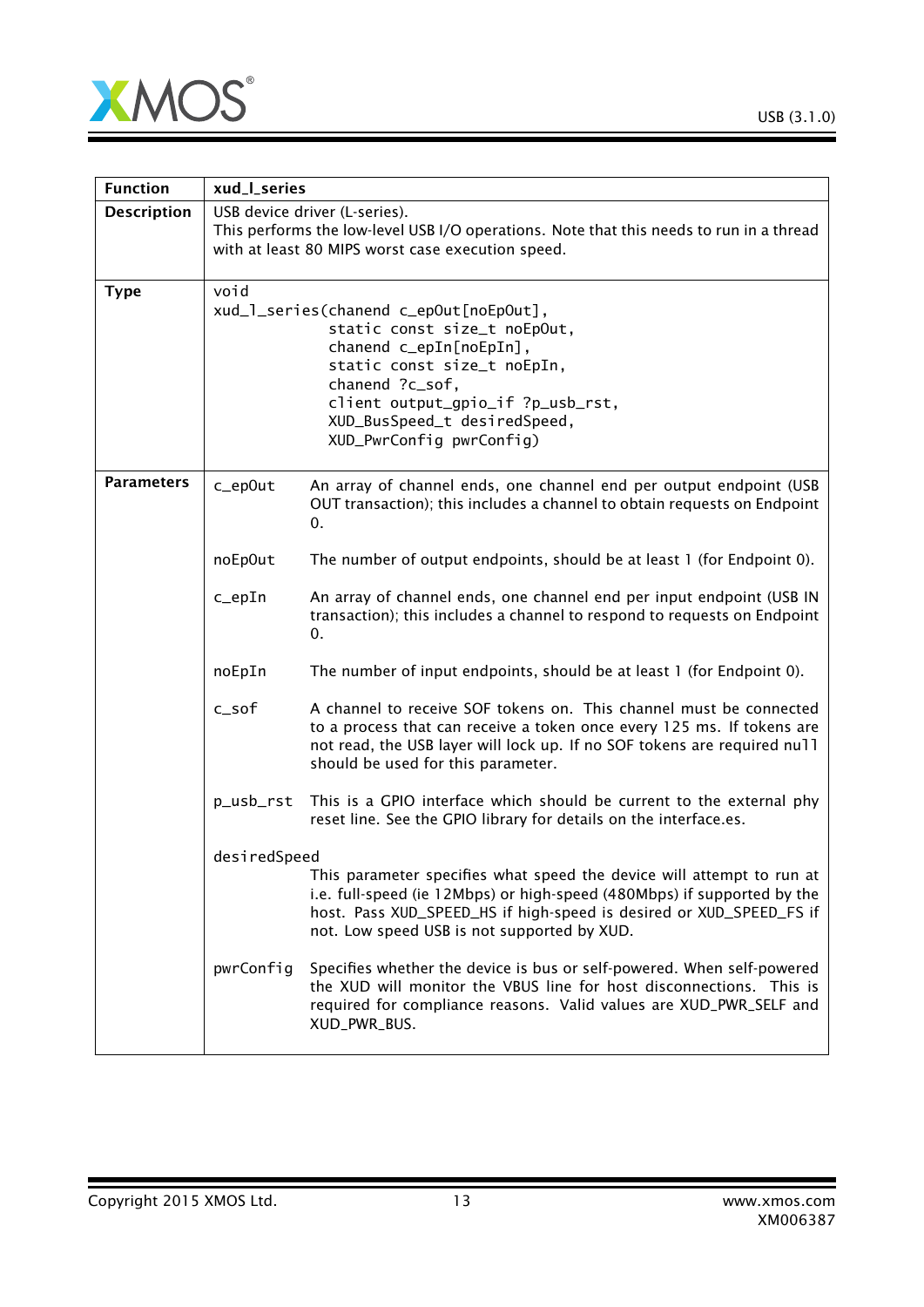| Function | xud_l_series |
|---|---|
| Description | USB device driver (L-series).<br>This performs the low-level USB I/O operations. Note that this needs to run in a thread with at least 80 MIPS worst case execution speed. |
| Type | `void`<br>`xud_l_series(chanend c_epOut[noEpOut],`<br>`static const size_t noEpOut,`<br>`chanend c_epIn[noEpIn],`<br>`static const size_t noEpIn,`<br>`chanend ?c_sof,`<br>`client output_gpio_if ?p_usb_rst,`<br>`XUD_BusSpeed_t desiredSpeed,`<br>`XUD_PwrConfig pwrConfig)` |
| Parameters | `c_epOut` An array of channel ends, one channel end per output endpoint (USB OUT transaction); this includes a channel to obtain requests on Endpoint 0.<br><br>`noEpOut` The number of output endpoints, should be at least 1 (for Endpoint 0).<br><br>`c_epIn` An array of channel ends, one channel end per input endpoint (USB IN transaction); this includes a channel to respond to requests on Endpoint 0.<br><br>`noEpIn` The number of input endpoints, should be at least 1 (for Endpoint 0).<br><br>`c_sof` A channel to receive SOF tokens on. This channel must be connected to a process that can receive a token once every 125 ms. If tokens are not read, the USB layer will lock up. If no SOF tokens are required `null` should be used for this parameter.<br><br>`p_usb_rst` This is a GPIO interface which should be current to the external phy reset line. See the GPIO library for details on the interface.es.<br><br>`desiredSpeed` This parameter specifies what speed the device will attempt to run at i.e. full-speed (ie 12Mbps) or high-speed (480Mbps) if supported by the host. Pass XUD_SPEED_HS if high-speed is desired or XUD_SPEED_FS if not. Low speed USB is not supported by XUD.<br><br>`pwrConfig` Specifies whether the device is bus or self-powered. When self-powered the XUD will monitor the VBUS line for host disconnections. This is required for compliance reasons. Valid values are XUD_PWR_SELF and XUD_PWR_BUS. |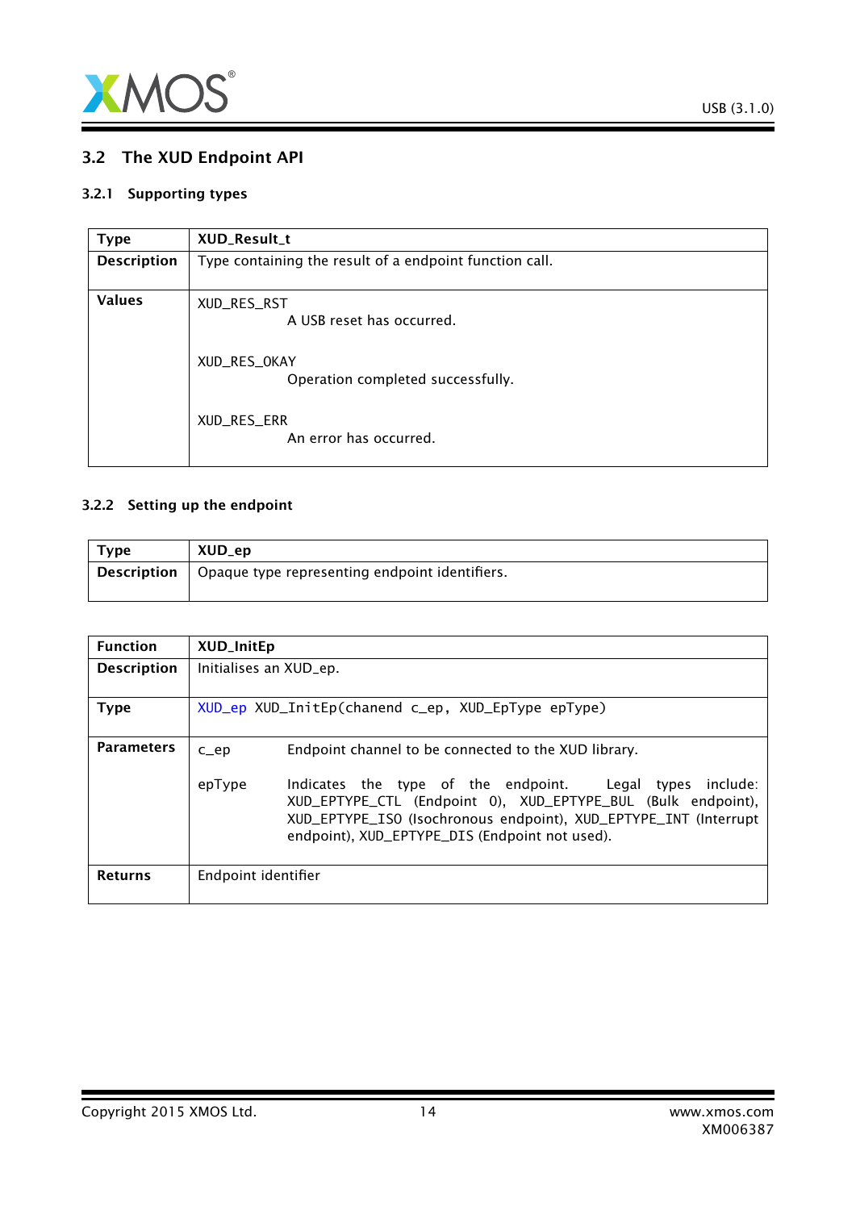## 3.2 The XUD Endpoint API

### 3.2.1 Supporting types

| Type | XUD_Result_t |
|---|---|
| Description | Type containing the result of a endpoint function call. |
| Values | XUD_RES_RST<br>A USB reset has occurred.<br><br>XUD_RES_OKAY<br>Operation completed successfully.<br><br>XUD_RES_ERR<br>An error has occurred. |

### 3.2.2 Setting up the endpoint

| Type | XUD_ep |
|---|---|
| Description | Opaque type representing endpoint identifiers. |

| Function | XUD_InitEp |
|---|---|
| Description | Initialises an XUD_ep. |
| Type | `XUD_ep XUD_InitEp(chanend c_ep, XUD_EpType epType)` |
| Parameters | c_ep — Endpoint channel to be connected to the XUD library.<br><br>epType — Indicates the type of the endpoint. Legal types include: XUD_EPTYPE_CTL (Endpoint 0), XUD_EPTYPE_BUL (Bulk endpoint), XUD_EPTYPE_ISO (Isochronous endpoint), XUD_EPTYPE_INT (Interrupt endpoint), XUD_EPTYPE_DIS (Endpoint not used). |
| Returns | Endpoint identifier |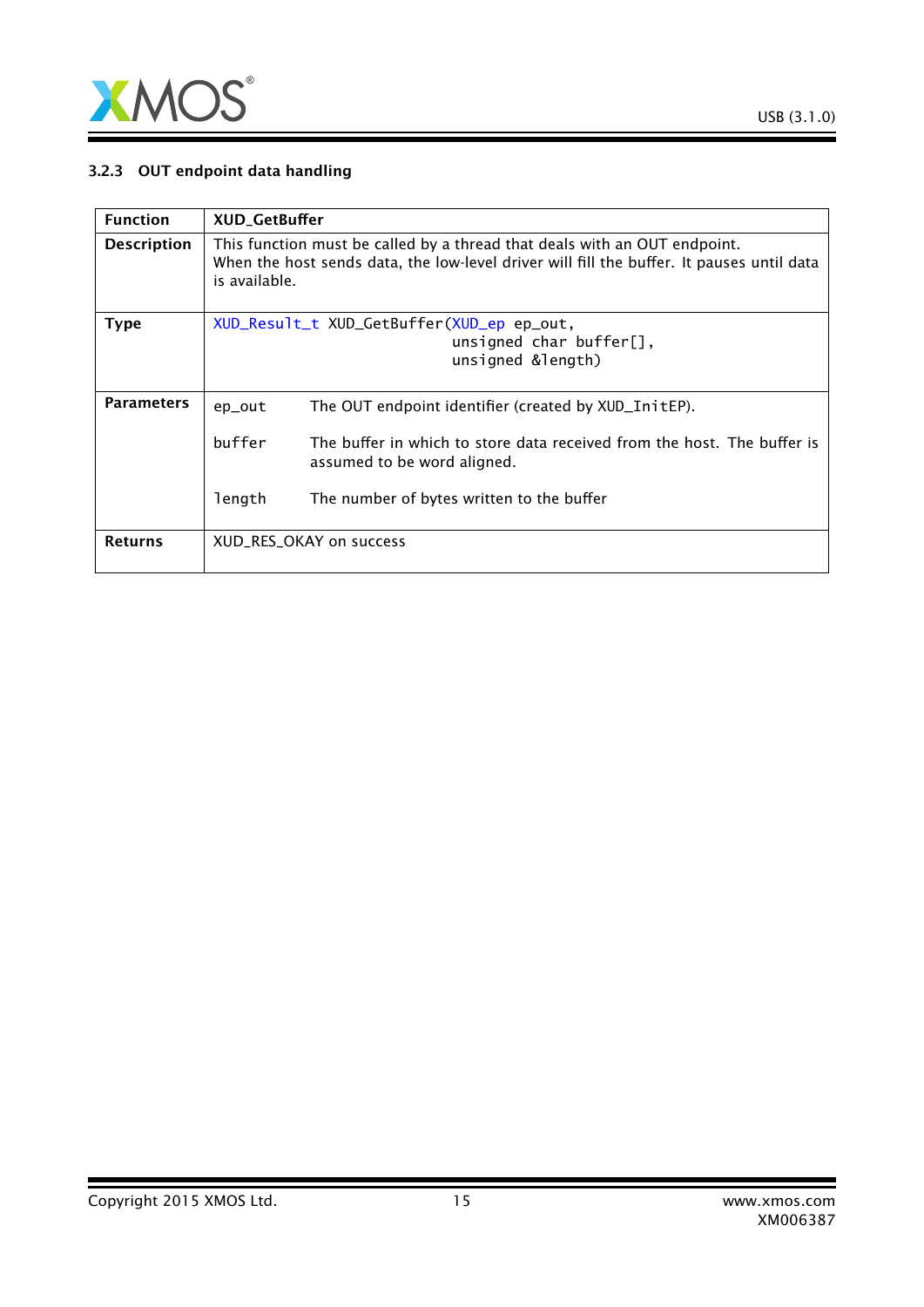### 3.2.3 OUT endpoint data handling

| Function | XUD_GetBuffer |
|---|---|
| **Description** | This function must be called by a thread that deals with an OUT endpoint. When the host sends data, the low-level driver will fill the buffer. It pauses until data is available. |
| **Type** | `XUD_Result_t XUD_GetBuffer(XUD_ep ep_out, unsigned char buffer[], unsigned &length)` |
| **Parameters** | `ep_out` The OUT endpoint identifier (created by `XUD_InitEP`).<br><br>`buffer` The buffer in which to store data received from the host. The buffer is assumed to be word aligned.<br><br>`length` The number of bytes written to the buffer |
| **Returns** | XUD_RES_OKAY on success |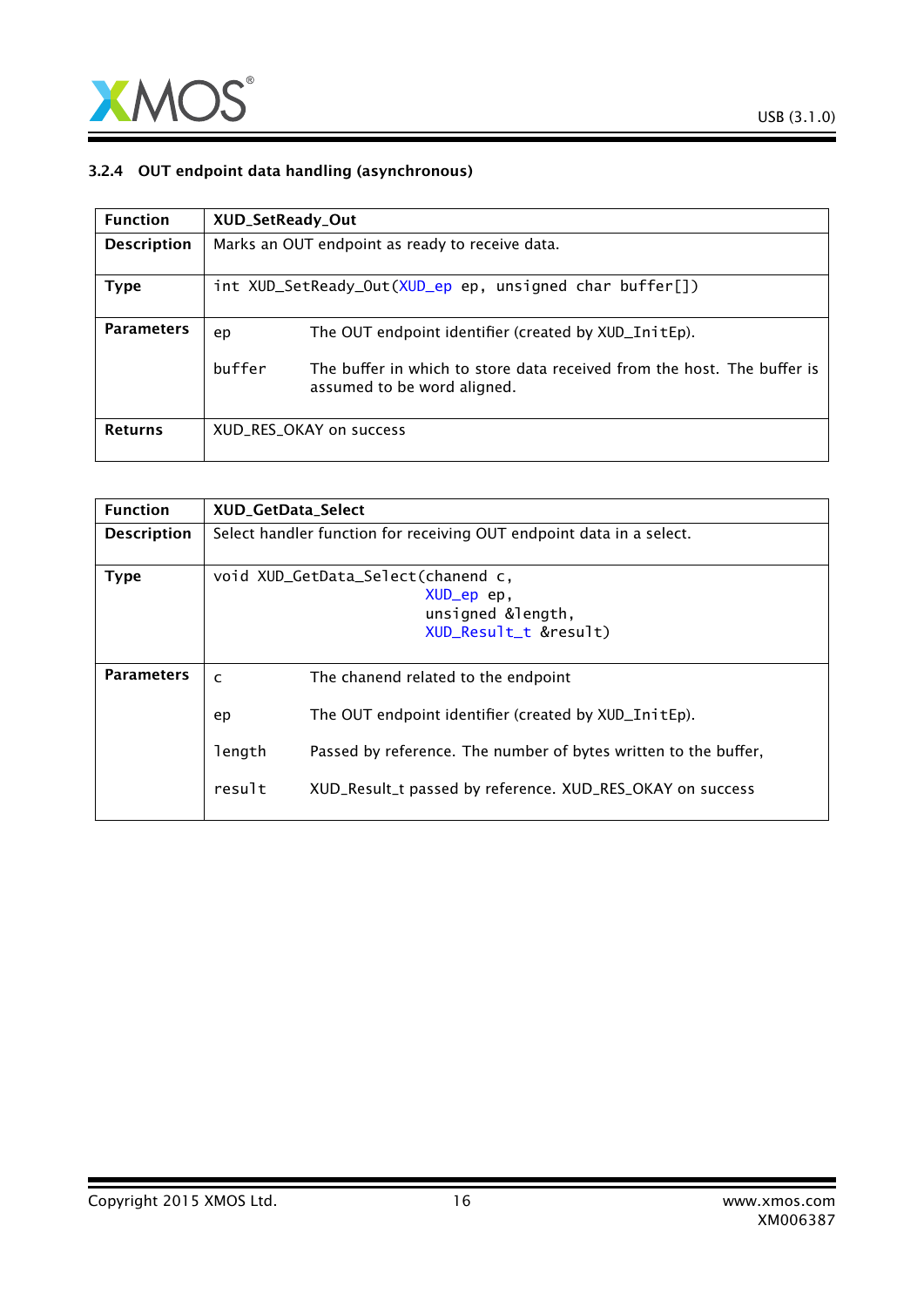### 3.2.4 OUT endpoint data handling (asynchronous)

| Function | XUD_SetReady_Out |
|---|---|
| Description | Marks an OUT endpoint as ready to receive data. |
| Type | `int XUD_SetReady_Out(XUD_ep ep, unsigned char buffer[])` |
| Parameters | `ep` The OUT endpoint identifier (created by `XUD_InitEp`).<br><br>`buffer` The buffer in which to store data received from the host. The buffer is assumed to be word aligned. |
| Returns | XUD_RES_OKAY on success |

| Function | XUD_GetData_Select |
|---|---|
| Description | Select handler function for receiving OUT endpoint data in a select. |
| Type | `void XUD_GetData_Select(chanend c, XUD_ep ep, unsigned &length, XUD_Result_t &result)` |
| Parameters | `c` The chanend related to the endpoint<br><br>`ep` The OUT endpoint identifier (created by `XUD_InitEp`).<br><br>`length` Passed by reference. The number of bytes written to the buffer,<br><br>`result` XUD_Result_t passed by reference. XUD_RES_OKAY on success |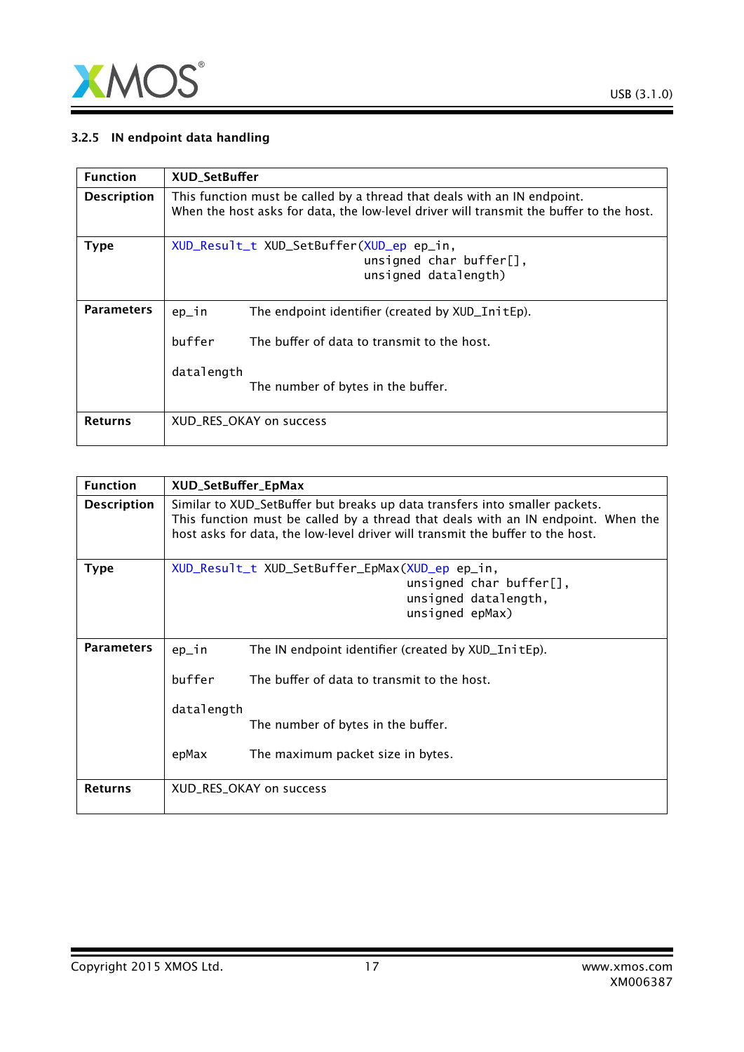### 3.2.5 IN endpoint data handling

| Function | XUD_SetBuffer |
|---|---|
| **Description** | This function must be called by a thread that deals with an IN endpoint. When the host asks for data, the low-level driver will transmit the buffer to the host. |
| **Type** | `XUD_Result_t XUD_SetBuffer(XUD_ep ep_in, unsigned char buffer[], unsigned datalength)` |
| **Parameters** | `ep_in` The endpoint identifier (created by XUD_InitEp).<br>`buffer` The buffer of data to transmit to the host.<br>`datalength` The number of bytes in the buffer. |
| **Returns** | XUD_RES_OKAY on success |

| Function | XUD_SetBuffer_EpMax |
|---|---|
| **Description** | Similar to XUD_SetBuffer but breaks up data transfers into smaller packets. This function must be called by a thread that deals with an IN endpoint. When the host asks for data, the low-level driver will transmit the buffer to the host. |
| **Type** | `XUD_Result_t XUD_SetBuffer_EpMax(XUD_ep ep_in, unsigned char buffer[], unsigned datalength, unsigned epMax)` |
| **Parameters** | `ep_in` The IN endpoint identifier (created by XUD_InitEp).<br>`buffer` The buffer of data to transmit to the host.<br>`datalength` The number of bytes in the buffer.<br>`epMax` The maximum packet size in bytes. |
| **Returns** | XUD_RES_OKAY on success |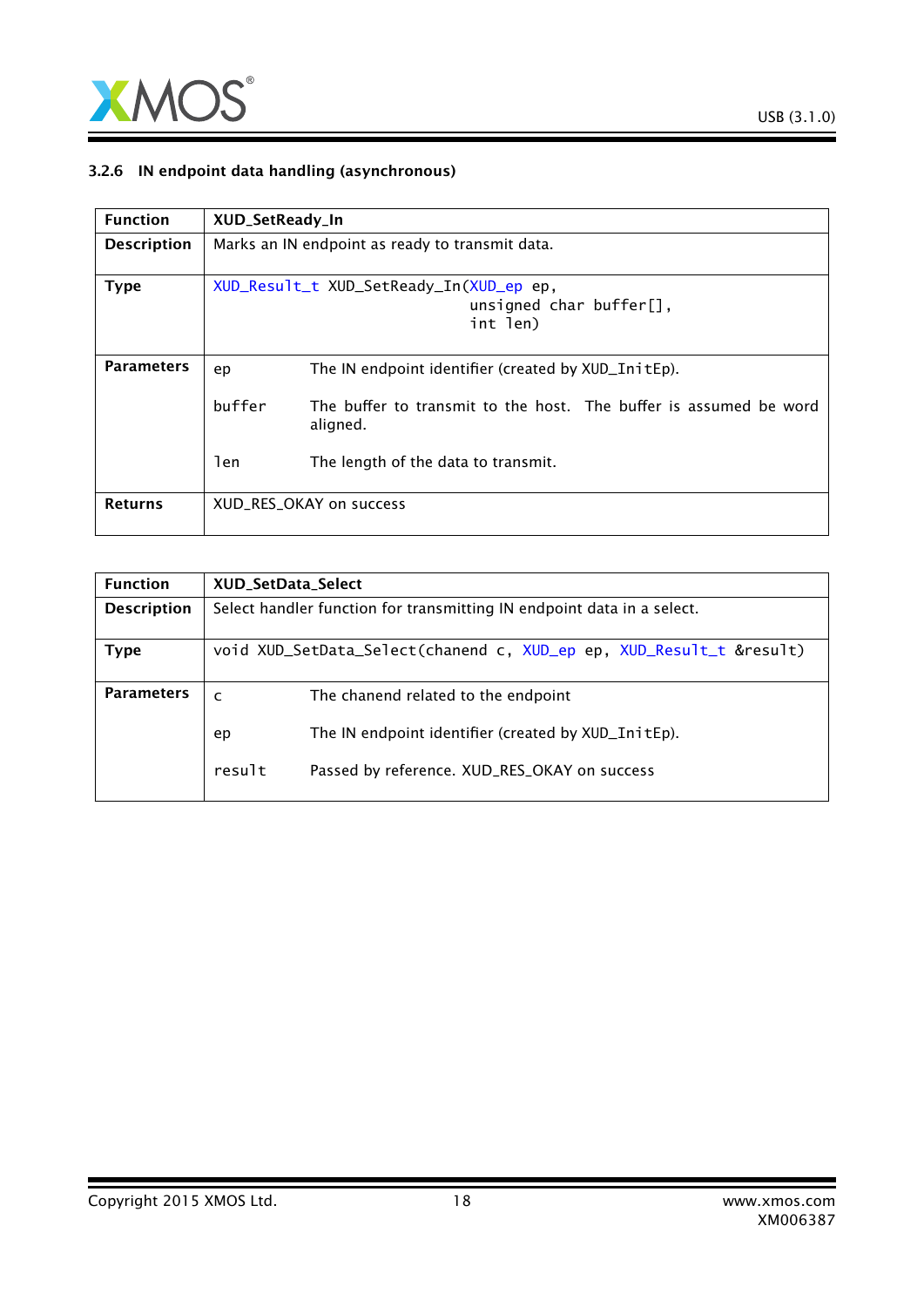### 3.2.6 IN endpoint data handling (asynchronous)

| Function | XUD_SetReady_In |
|---|---|
| Description | Marks an IN endpoint as ready to transmit data. |
| Type | `XUD_Result_t XUD_SetReady_In(XUD_ep ep, unsigned char buffer[], int len)` |
| Parameters | `ep` The IN endpoint identifier (created by `XUD_InitEp`).<br><br>`buffer` The buffer to transmit to the host. The buffer is assumed be word aligned.<br><br>`len` The length of the data to transmit. |
| Returns | XUD_RES_OKAY on success |

| Function | XUD_SetData_Select |
|---|---|
| Description | Select handler function for transmitting IN endpoint data in a select. |
| Type | `void XUD_SetData_Select(chanend c, XUD_ep ep, XUD_Result_t &result)` |
| Parameters | `c` The chanend related to the endpoint<br><br>`ep` The IN endpoint identifier (created by `XUD_InitEp`).<br><br>`result` Passed by reference. XUD_RES_OKAY on success |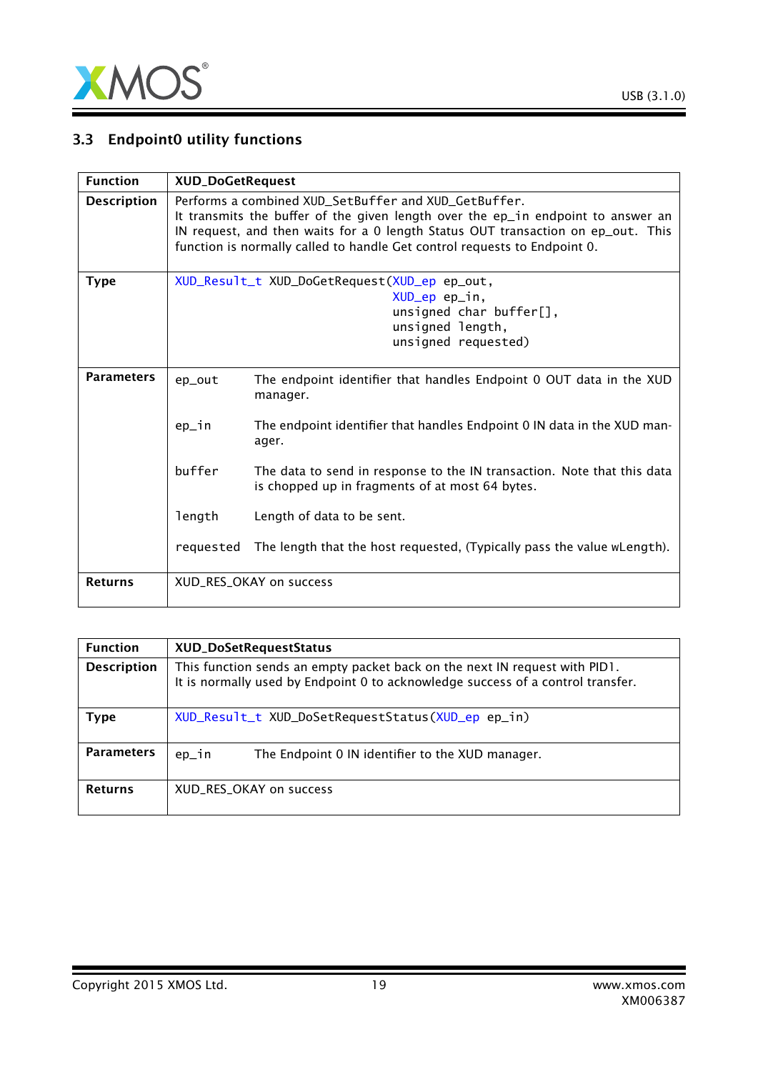## 3.3 Endpoint0 utility functions

| Function | XUD_DoGetRequest |
|---|---|
| **Description** | Performs a combined XUD_SetBuffer and XUD_GetBuffer.<br>It transmits the buffer of the given length over the ep_in endpoint to answer an IN request, and then waits for a 0 length Status OUT transaction on ep_out. This function is normally called to handle Get control requests to Endpoint 0. |
| **Type** | `XUD_Result_t XUD_DoGetRequest(XUD_ep ep_out, XUD_ep ep_in, unsigned char buffer[], unsigned length, unsigned requested)` |
| **Parameters** | `ep_out` The endpoint identifier that handles Endpoint 0 OUT data in the XUD manager.<br><br>`ep_in` The endpoint identifier that handles Endpoint 0 IN data in the XUD manager.<br><br>`buffer` The data to send in response to the IN transaction. Note that this data is chopped up in fragments of at most 64 bytes.<br><br>`length` Length of data to be sent.<br><br>`requested` The length that the host requested, (Typically pass the value wLength). |
| **Returns** | XUD_RES_OKAY on success |

| Function | XUD_DoSetRequestStatus |
|---|---|
| **Description** | This function sends an empty packet back on the next IN request with PID1.<br>It is normally used by Endpoint 0 to acknowledge success of a control transfer. |
| **Type** | `XUD_Result_t XUD_DoSetRequestStatus(XUD_ep ep_in)` |
| **Parameters** | `ep_in` The Endpoint 0 IN identifier to the XUD manager. |
| **Returns** | XUD_RES_OKAY on success |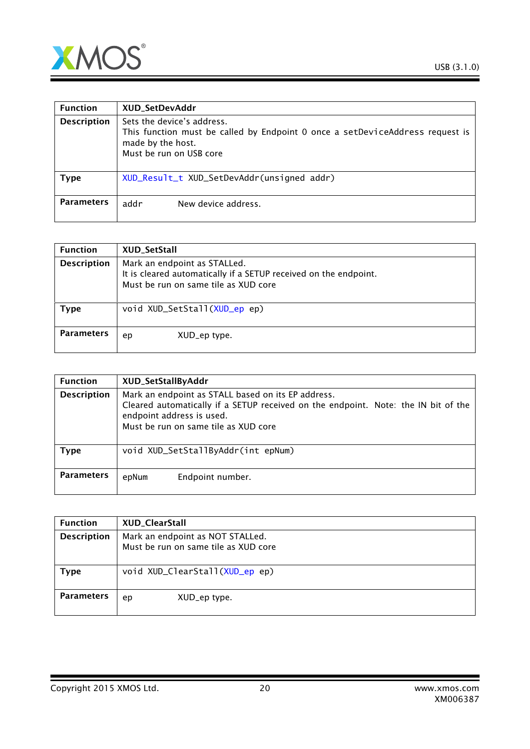| Function | XUD_SetDevAddr |
|---|---|
| Description | Sets the device's address.<br>This function must be called by Endpoint 0 once a setDeviceAddress request is made by the host.<br>Must be run on USB core |
| Type | `XUD_Result_t XUD_SetDevAddr(unsigned addr)` |
| Parameters | `addr` New device address. |

| Function | XUD_SetStall |
|---|---|
| Description | Mark an endpoint as STALLed.<br>It is cleared automatically if a SETUP received on the endpoint.<br>Must be run on same tile as XUD core |
| Type | `void XUD_SetStall(XUD_ep ep)` |
| Parameters | `ep` XUD_ep type. |

| Function | XUD_SetStallByAddr |
|---|---|
| Description | Mark an endpoint as STALL based on its EP address.<br>Cleared automatically if a SETUP received on the endpoint. Note: the IN bit of the endpoint address is used.<br>Must be run on same tile as XUD core |
| Type | `void XUD_SetStallByAddr(int epNum)` |
| Parameters | `epNum` Endpoint number. |

| Function | XUD_ClearStall |
|---|---|
| Description | Mark an endpoint as NOT STALLed.<br>Must be run on same tile as XUD core |
| Type | `void XUD_ClearStall(XUD_ep ep)` |
| Parameters | `ep` XUD_ep type. |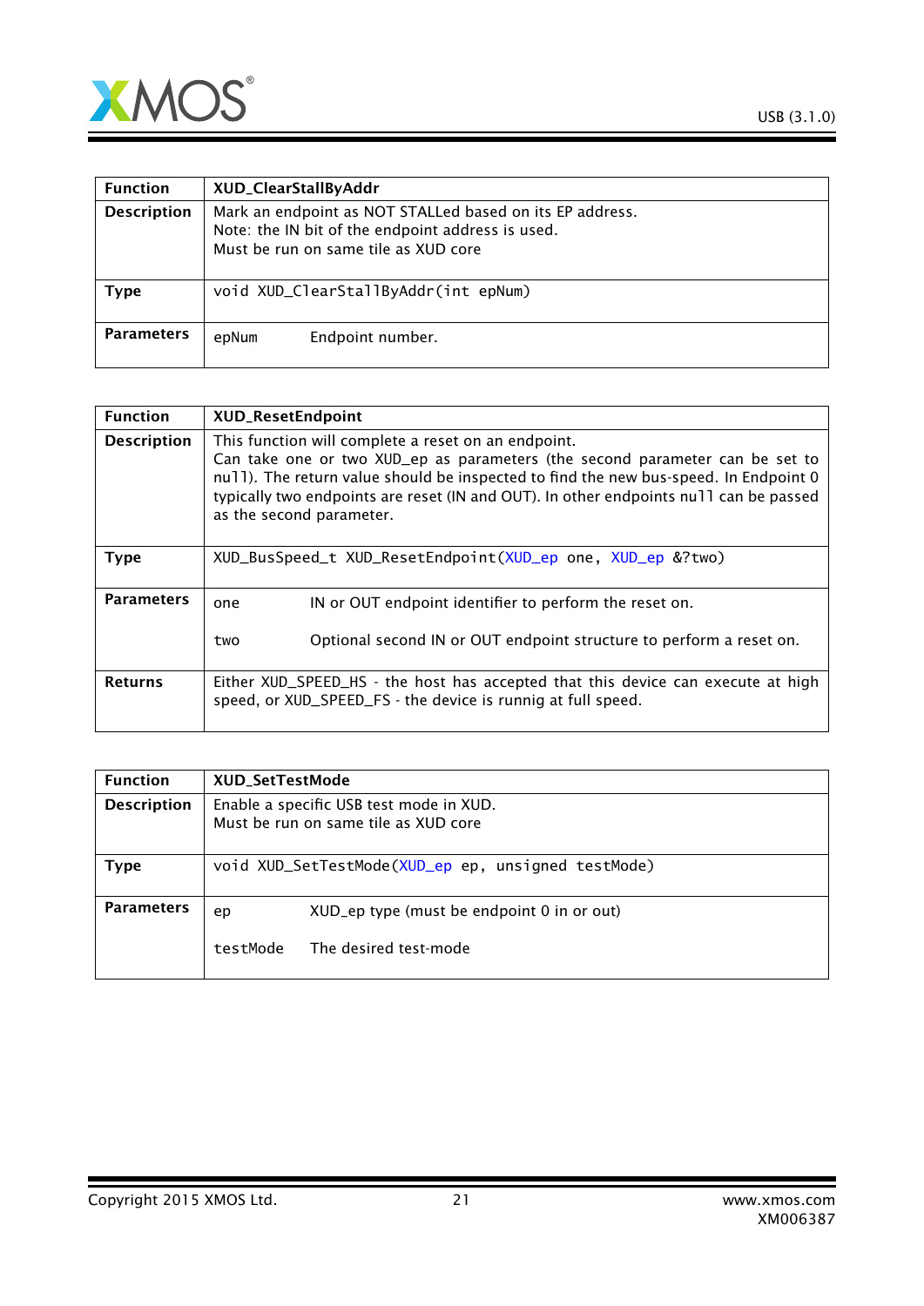| Function | XUD_ClearStallByAddr |
|---|---|
| Description | Mark an endpoint as NOT STALLed based on its EP address.<br>Note: the IN bit of the endpoint address is used.<br>Must be run on same tile as XUD core |
| Type | `void XUD_ClearStallByAddr(int epNum)` |
| Parameters | `epNum` Endpoint number. |

| Function | XUD_ResetEndpoint |
|---|---|
| Description | This function will complete a reset on an endpoint.<br>Can take one or two XUD_ep as parameters (the second parameter can be set to `null`). The return value should be inspected to find the new bus-speed. In Endpoint 0 typically two endpoints are reset (IN and OUT). In other endpoints `null` can be passed as the second parameter. |
| Type | `XUD_BusSpeed_t XUD_ResetEndpoint(XUD_ep one, XUD_ep &?two)` |
| Parameters | `one` IN or OUT endpoint identifier to perform the reset on.<br><br>`two` Optional second IN or OUT endpoint structure to perform a reset on. |
| Returns | Either XUD_SPEED_HS - the host has accepted that this device can execute at high speed, or XUD_SPEED_FS - the device is runnig at full speed. |

| Function | XUD_SetTestMode |
|---|---|
| Description | Enable a specific USB test mode in XUD.<br>Must be run on same tile as XUD core |
| Type | `void XUD_SetTestMode(XUD_ep ep, unsigned testMode)` |
| Parameters | `ep` XUD_ep type (must be endpoint 0 in or out)<br><br>`testMode` The desired test-mode |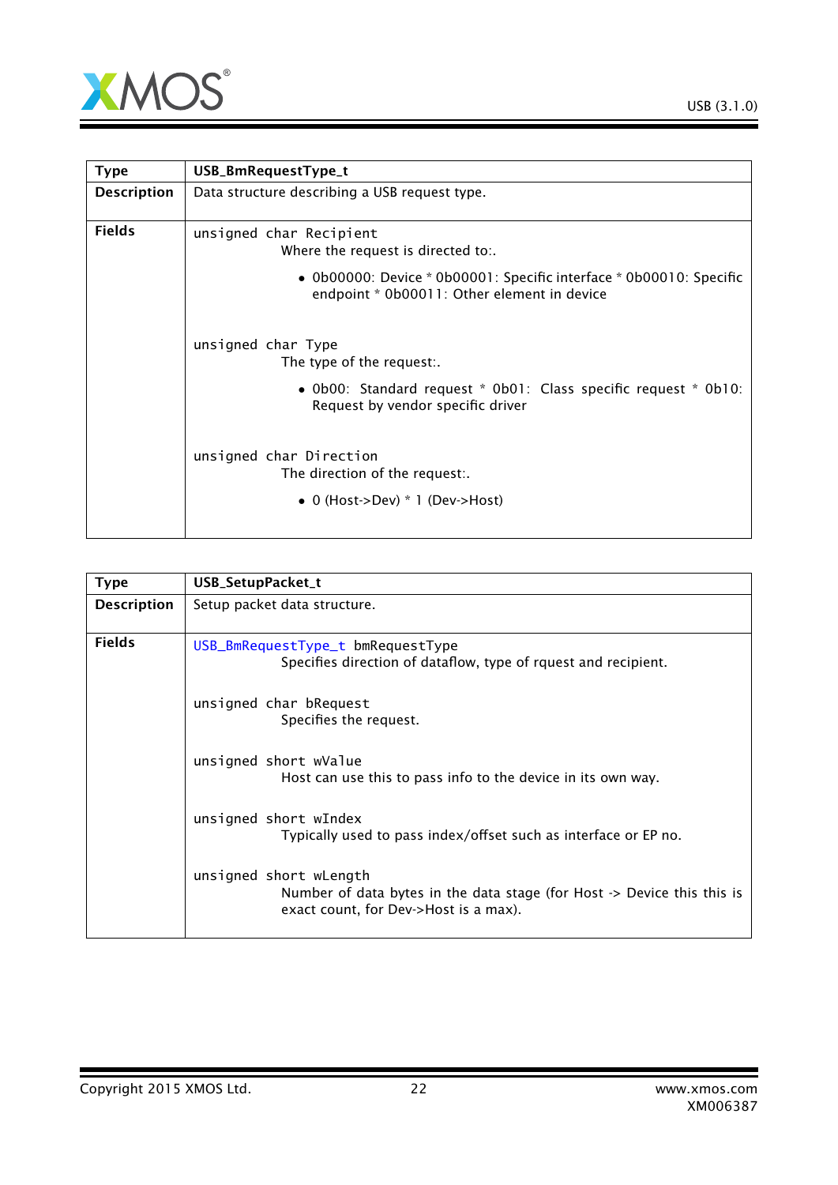| Type | USB_BmRequestType_t |
|---|---|
| **Description** | Data structure describing a USB request type. |
| **Fields** | `unsigned char Recipient`<br>Where the request is directed to:.<br>• 0b00000: Device * 0b00001: Specific interface * 0b00010: Specific endpoint * 0b00011: Other element in device<br><br>`unsigned char Type`<br>The type of the request:.<br>• 0b00: Standard request * 0b01: Class specific request * 0b10: Request by vendor specific driver<br><br>`unsigned char Direction`<br>The direction of the request:.<br>• 0 (Host->Dev) * 1 (Dev->Host) |

| Type | USB_SetupPacket_t |
|---|---|
| **Description** | Setup packet data structure. |
| **Fields** | `USB_BmRequestType_t bmRequestType`<br>Specifies direction of dataflow, type of rquest and recipient.<br><br>`unsigned char bRequest`<br>Specifies the request.<br><br>`unsigned short wValue`<br>Host can use this to pass info to the device in its own way.<br><br>`unsigned short wIndex`<br>Typically used to pass index/offset such as interface or EP no.<br><br>`unsigned short wLength`<br>Number of data bytes in the data stage (for Host -> Device this this is exact count, for Dev->Host is a max). |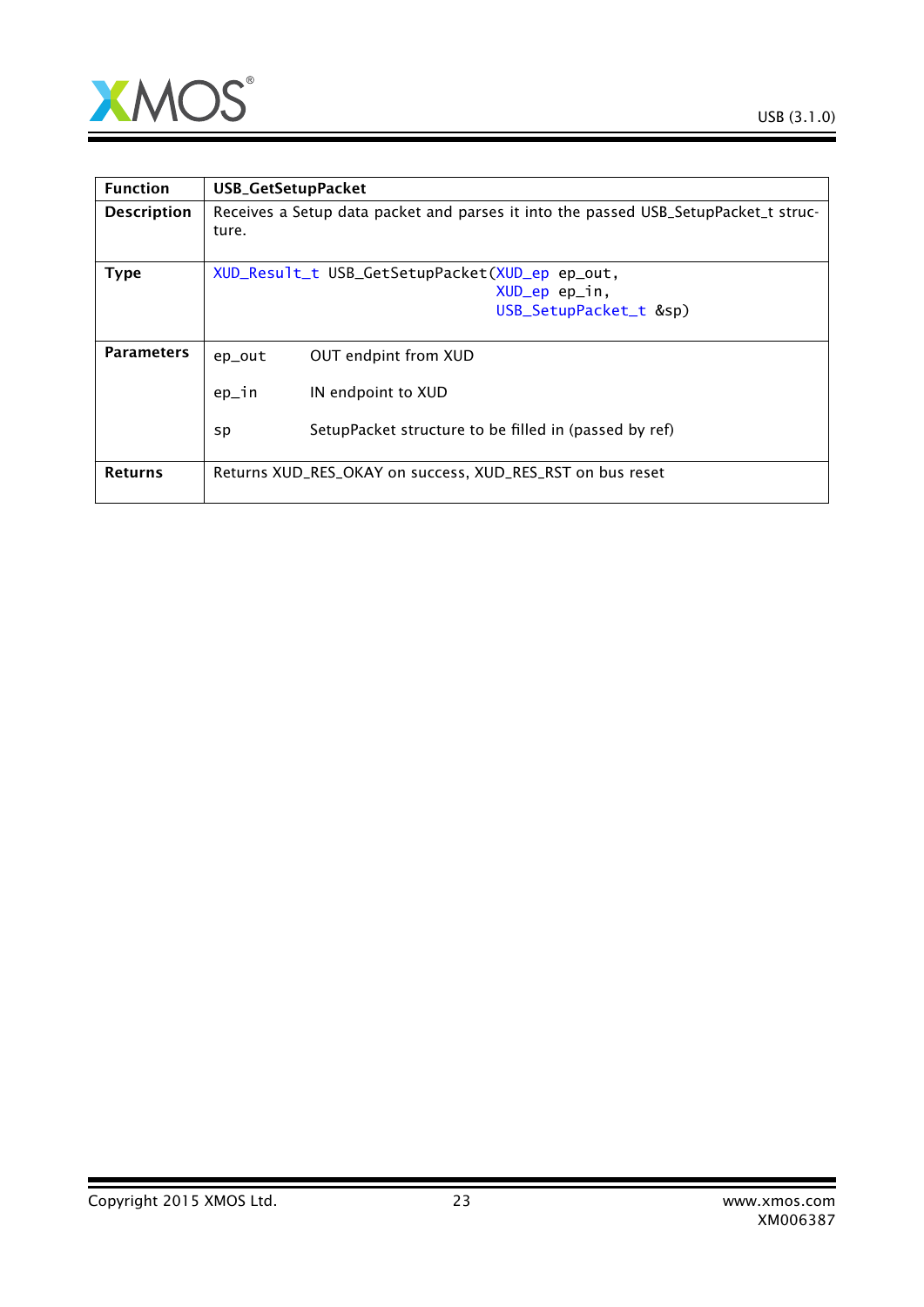| Function | USB_GetSetupPacket |
| --- | --- |
| Description | Receives a Setup data packet and parses it into the passed USB_SetupPacket_t structure. |
| Type | `XUD_Result_t USB_GetSetupPacket(XUD_ep ep_out, XUD_ep ep_in, USB_SetupPacket_t &sp)` |
| Parameters | `ep_out` OUT endpint from XUD<br><br>`ep_in` IN endpoint to XUD<br><br>`sp` SetupPacket structure to be filled in (passed by ref) |
| Returns | Returns XUD_RES_OKAY on success, XUD_RES_RST on bus reset |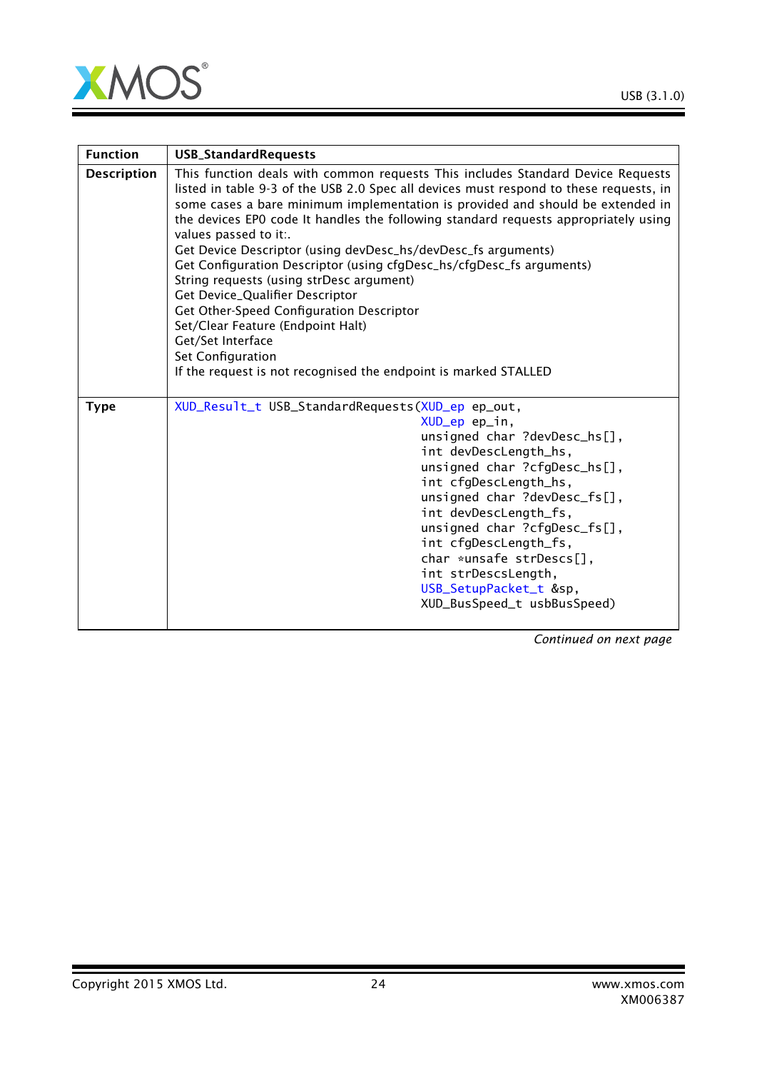| Function | USB_StandardRequests |
|---|---|
| Description | This function deals with common requests This includes Standard Device Requests listed in table 9-3 of the USB 2.0 Spec all devices must respond to these requests, in some cases a bare minimum implementation is provided and should be extended in the devices EP0 code It handles the following standard requests appropriately using values passed to it:.<br>Get Device Descriptor (using devDesc_hs/devDesc_fs arguments)<br>Get Configuration Descriptor (using cfgDesc_hs/cfgDesc_fs arguments)<br>String requests (using strDesc argument)<br>Get Device_Qualifier Descriptor<br>Get Other-Speed Configuration Descriptor<br>Set/Clear Feature (Endpoint Halt)<br>Get/Set Interface<br>Set Configuration<br>If the request is not recognised the endpoint is marked STALLED |
| Type | `XUD_Result_t USB_StandardRequests(XUD_ep ep_out,`<br>`XUD_ep ep_in,`<br>`unsigned char ?devDesc_hs[],`<br>`int devDescLength_hs,`<br>`unsigned char ?cfgDesc_hs[],`<br>`int cfgDescLength_hs,`<br>`unsigned char ?devDesc_fs[],`<br>`int devDescLength_fs,`<br>`unsigned char ?cfgDesc_fs[],`<br>`int cfgDescLength_fs,`<br>`char *unsafe strDescs[],`<br>`int strDescsLength,`<br>`USB_SetupPacket_t &sp,`<br>`XUD_BusSpeed_t usbBusSpeed)` |

*Continued on next page*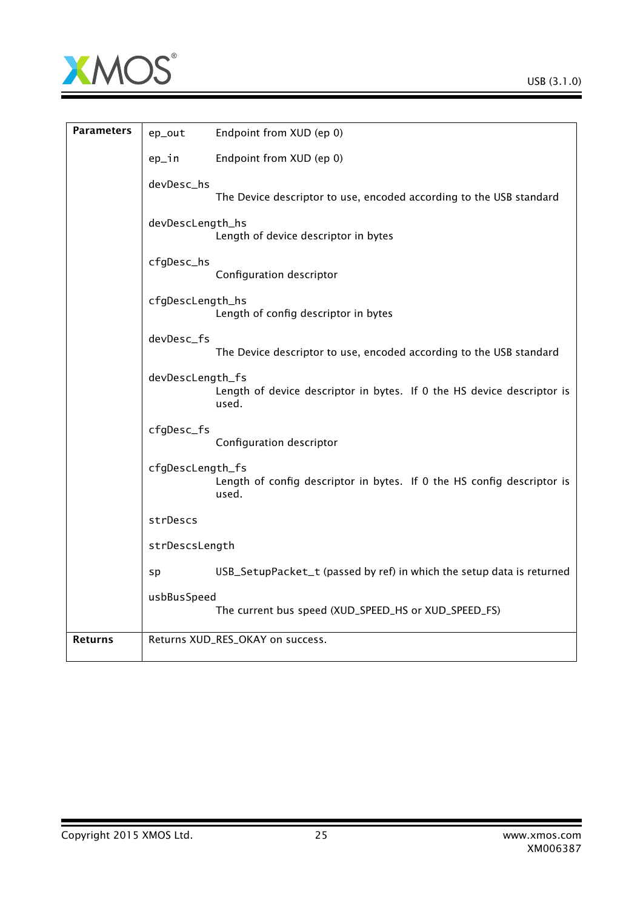| | | |
|---|---|---|
| **Parameters** | ep_out | Endpoint from XUD (ep 0) |
| | ep_in | Endpoint from XUD (ep 0) |
| | devDesc_hs | The Device descriptor to use, encoded according to the USB standard |
| | devDescLength_hs | Length of device descriptor in bytes |
| | cfgDesc_hs | Configuration descriptor |
| | cfgDescLength_hs | Length of config descriptor in bytes |
| | devDesc_fs | The Device descriptor to use, encoded according to the USB standard |
| | devDescLength_fs | Length of device descriptor in bytes. If 0 the HS device descriptor is used. |
| | cfgDesc_fs | Configuration descriptor |
| | cfgDescLength_fs | Length of config descriptor in bytes. If 0 the HS config descriptor is used. |
| | strDescs | |
| | strDescsLength | |
| | sp | USB_SetupPacket_t (passed by ref) in which the setup data is returned |
| | usbBusSpeed | The current bus speed (XUD_SPEED_HS or XUD_SPEED_FS) |
| **Returns** | Returns XUD_RES_OKAY on success. | |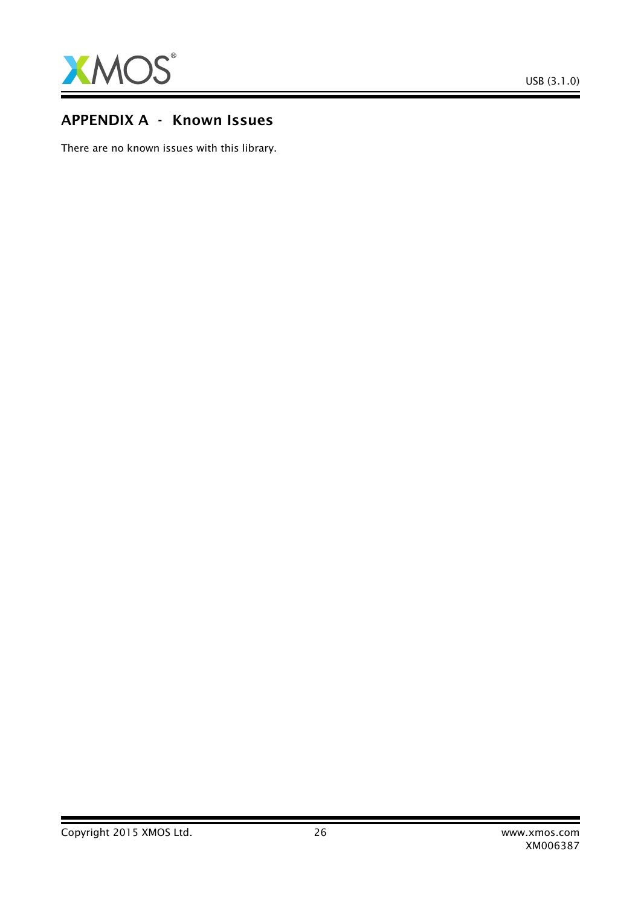# APPENDIX A - Known Issues

There are no known issues with this library.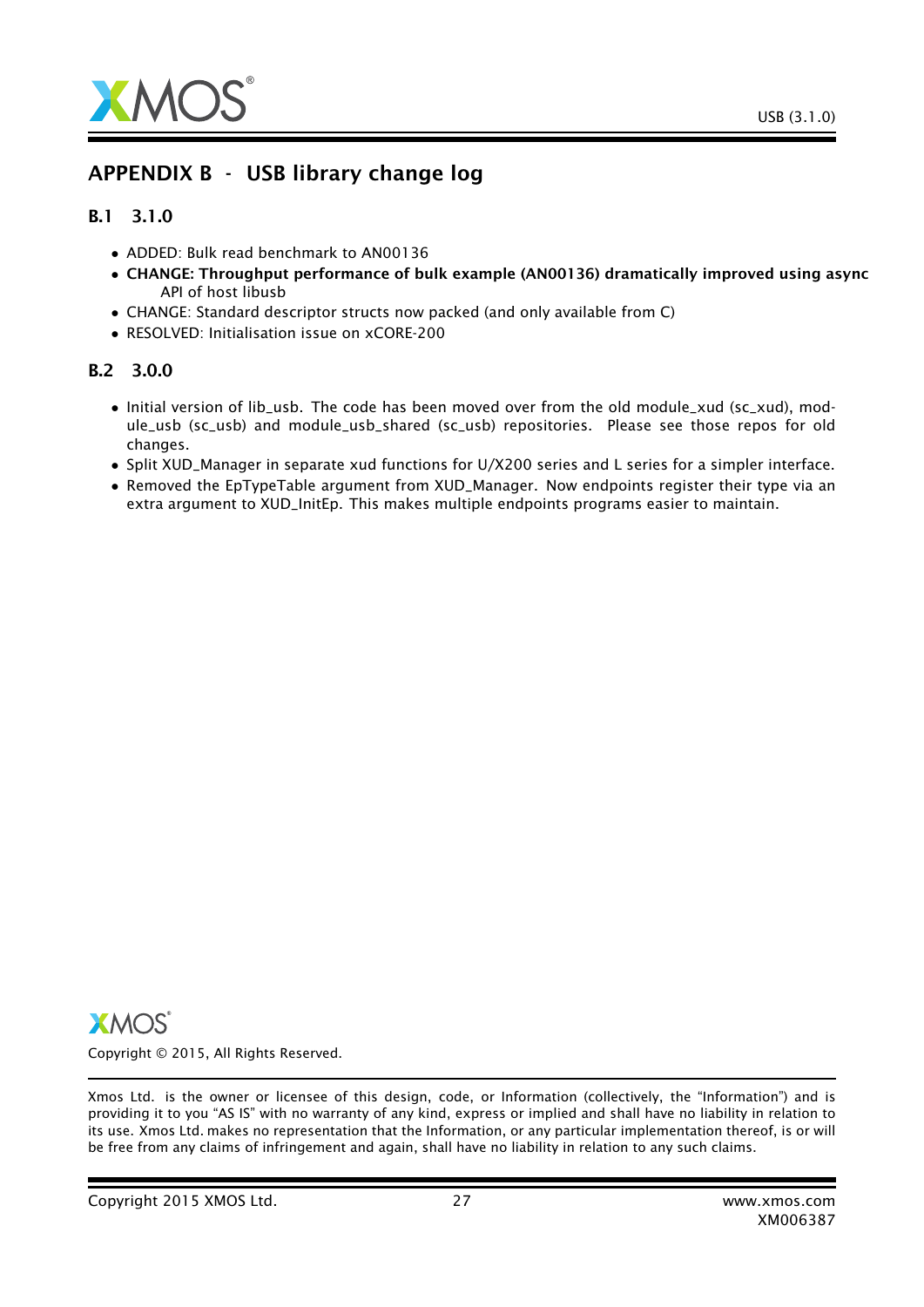# APPENDIX B - USB library change log

## B.1 3.1.0

- ADDED: Bulk read benchmark to AN00136
- **CHANGE: Throughput performance of bulk example (AN00136) dramatically improved using async API of host libusb**
- CHANGE: Standard descriptor structs now packed (and only available from C)
- RESOLVED: Initialisation issue on xCORE-200

## B.2 3.0.0

- Initial version of lib_usb. The code has been moved over from the old module_xud (sc_xud), module_usb (sc_usb) and module_usb_shared (sc_usb) repositories. Please see those repos for old changes.
- Split XUD_Manager in separate xud functions for U/X200 series and L series for a simpler interface.
- Removed the EpTypeTable argument from XUD_Manager. Now endpoints register their type via an extra argument to XUD_InitEp. This makes multiple endpoints programs easier to maintain.

XMOS

Copyright © 2015, All Rights Reserved.

Xmos Ltd. is the owner or licensee of this design, code, or Information (collectively, the "Information") and is providing it to you "AS IS" with no warranty of any kind, express or implied and shall have no liability in relation to its use. Xmos Ltd. makes no representation that the Information, or any particular implementation thereof, is or will be free from any claims of infringement and again, shall have no liability in relation to any such claims.